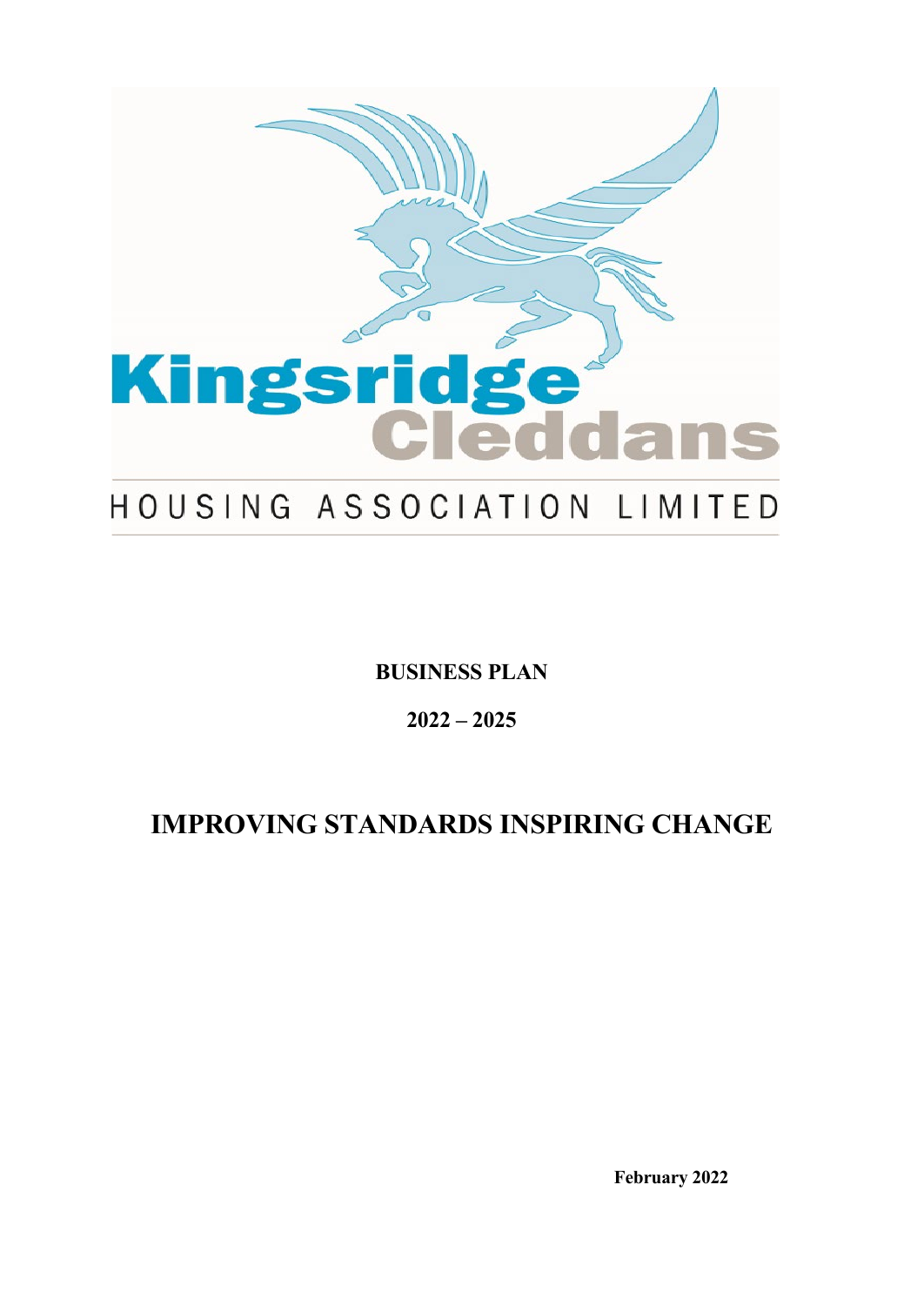Kingsridge Cleddans

HOUSING ASSOCIATION LIMITED

**BUSINESS PLAN**

**2022 – 2025**

# IMPROVING STANDARDS INSPIRING CHANGE

**February 2022**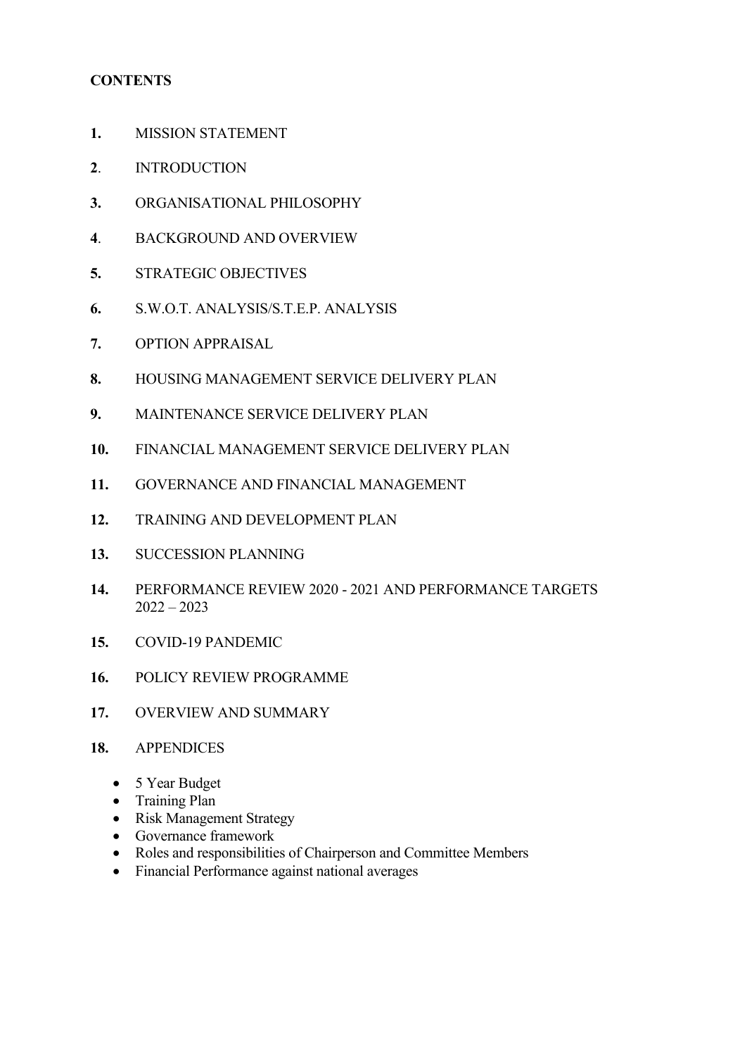**CONTENTS**

**1.** MISSION STATEMENT

**2**. INTRODUCTION

**3.** ORGANISATIONAL PHILOSOPHY

**4**. BACKGROUND AND OVERVIEW

**5.** STRATEGIC OBJECTIVES

**6.** S.W.O.T. ANALYSIS/S.T.E.P. ANALYSIS

**7.** OPTION APPRAISAL

**8.** HOUSING MANAGEMENT SERVICE DELIVERY PLAN

**9.** MAINTENANCE SERVICE DELIVERY PLAN

**10.** FINANCIAL MANAGEMENT SERVICE DELIVERY PLAN

**11.** GOVERNANCE AND FINANCIAL MANAGEMENT

**12.** TRAINING AND DEVELOPMENT PLAN

**13.** SUCCESSION PLANNING

**14.** PERFORMANCE REVIEW 2020 - 2021 AND PERFORMANCE TARGETS 2022 – 2023

**15.** COVID-19 PANDEMIC

**16.** POLICY REVIEW PROGRAMME

**17.** OVERVIEW AND SUMMARY

**18.** APPENDICES

- 5 Year Budget
- Training Plan
- Risk Management Strategy
- Governance framework
- Roles and responsibilities of Chairperson and Committee Members
- Financial Performance against national averages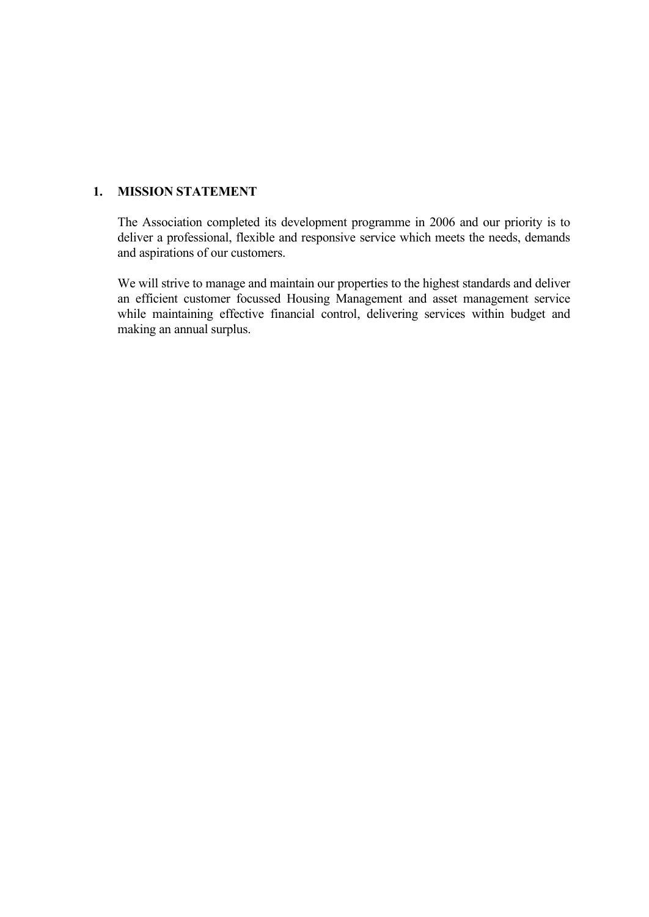## 1. MISSION STATEMENT

The Association completed its development programme in 2006 and our priority is to deliver a professional, flexible and responsive service which meets the needs, demands and aspirations of our customers.

We will strive to manage and maintain our properties to the highest standards and deliver an efficient customer focussed Housing Management and asset management service while maintaining effective financial control, delivering services within budget and making an annual surplus.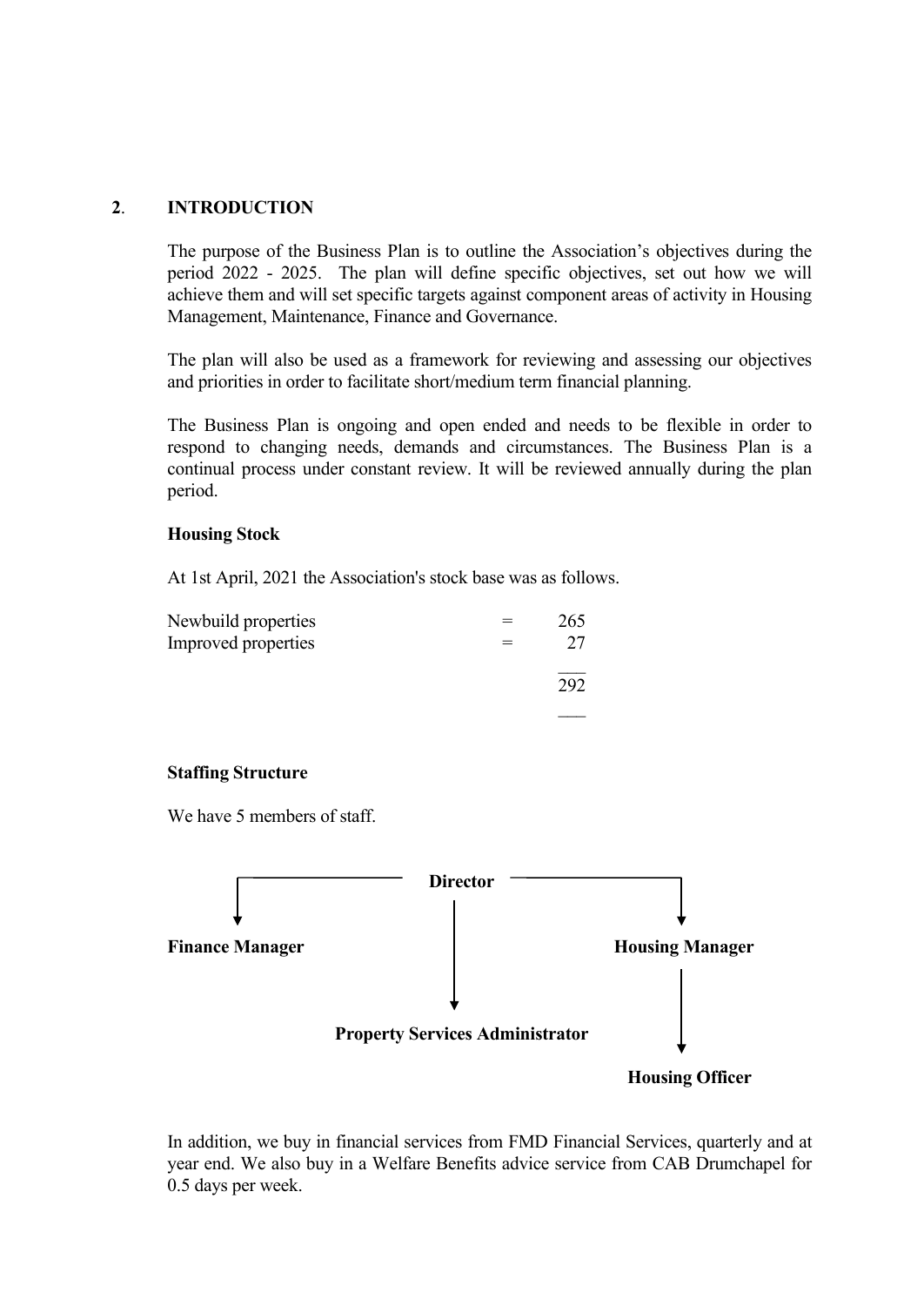## 2. INTRODUCTION

The purpose of the Business Plan is to outline the Association's objectives during the period 2022 - 2025. The plan will define specific objectives, set out how we will achieve them and will set specific targets against component areas of activity in Housing Management, Maintenance, Finance and Governance.

The plan will also be used as a framework for reviewing and assessing our objectives and priorities in order to facilitate short/medium term financial planning.

The Business Plan is ongoing and open ended and needs to be flexible in order to respond to changing needs, demands and circumstances. The Business Plan is a continual process under constant review. It will be reviewed annually during the plan period.

**Housing Stock**

At 1st April, 2021 the Association's stock base was as follows.

| | | |
|---|---|---|
| Newbuild properties | = | 265 |
| Improved properties | = | 27 |
| | | 292 |

**Staffing Structure**

We have 5 members of staff.

- **Director**
  - **Finance Manager**
  - **Property Services Administrator**
  - **Housing Manager**
    - **Housing Officer**

In addition, we buy in financial services from FMD Financial Services, quarterly and at year end. We also buy in a Welfare Benefits advice service from CAB Drumchapel for 0.5 days per week.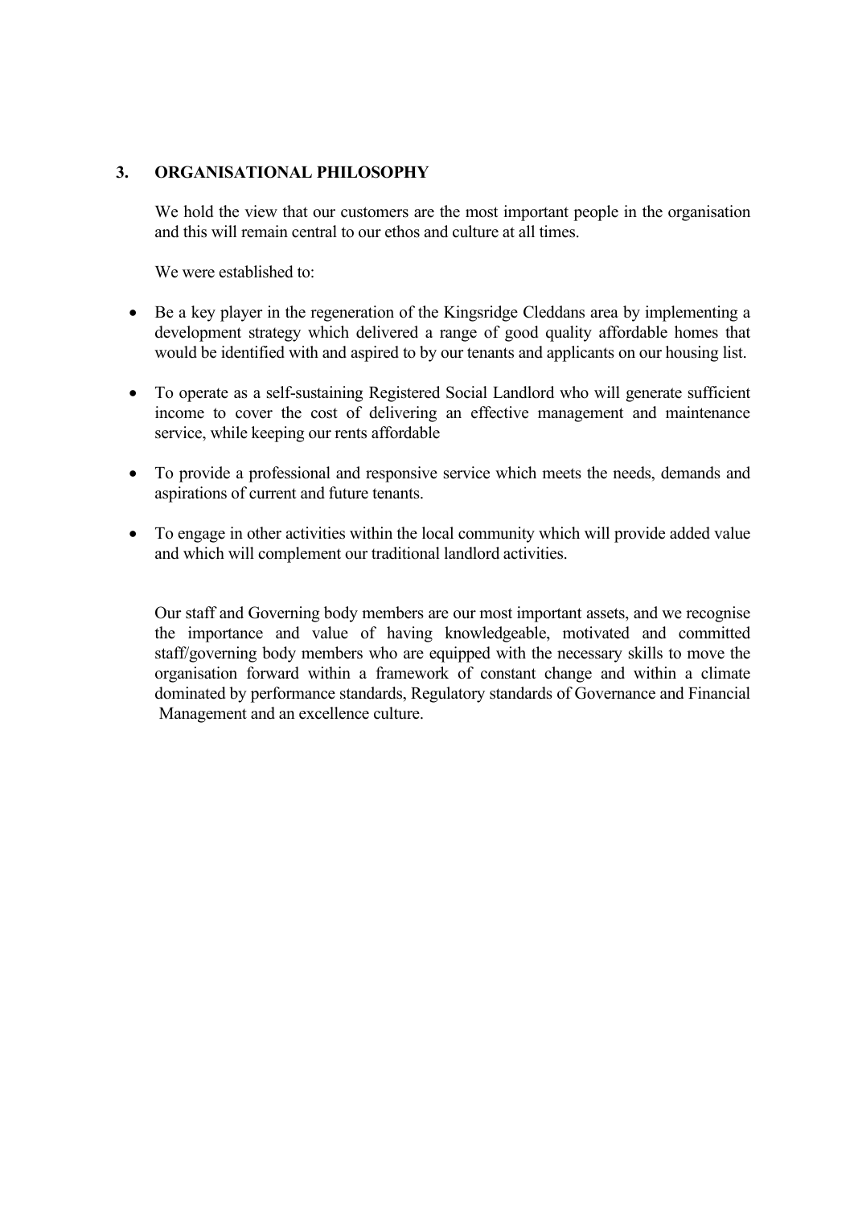## 3. ORGANISATIONAL PHILOSOPHY

We hold the view that our customers are the most important people in the organisation and this will remain central to our ethos and culture at all times.

We were established to:

- Be a key player in the regeneration of the Kingsridge Cleddans area by implementing a development strategy which delivered a range of good quality affordable homes that would be identified with and aspired to by our tenants and applicants on our housing list.
- To operate as a self-sustaining Registered Social Landlord who will generate sufficient income to cover the cost of delivering an effective management and maintenance service, while keeping our rents affordable
- To provide a professional and responsive service which meets the needs, demands and aspirations of current and future tenants.
- To engage in other activities within the local community which will provide added value and which will complement our traditional landlord activities.

Our staff and Governing body members are our most important assets, and we recognise the importance and value of having knowledgeable, motivated and committed staff/governing body members who are equipped with the necessary skills to move the organisation forward within a framework of constant change and within a climate dominated by performance standards, Regulatory standards of Governance and Financial Management and an excellence culture.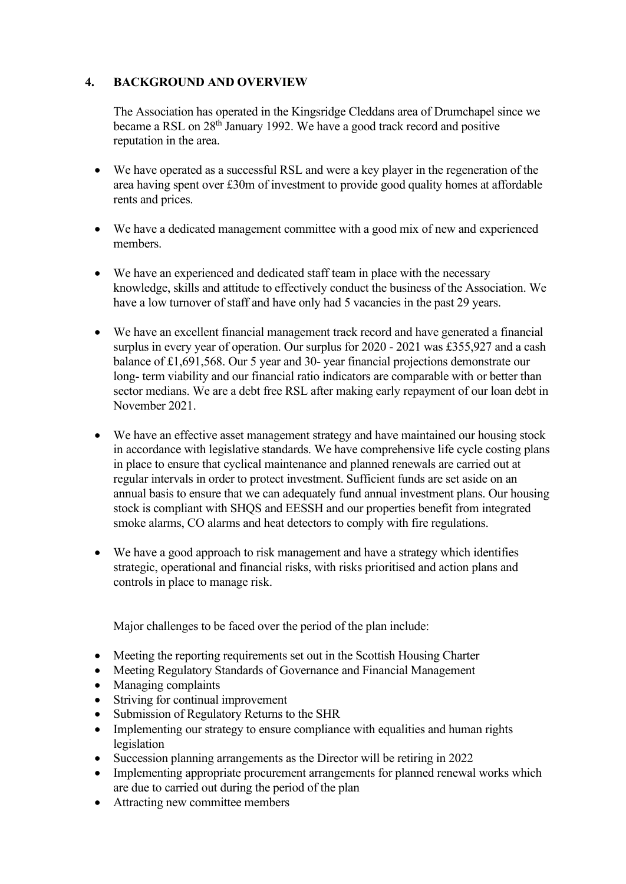## 4. BACKGROUND AND OVERVIEW

The Association has operated in the Kingsridge Cleddans area of Drumchapel since we became a RSL on 28th January 1992. We have a good track record and positive reputation in the area.

- We have operated as a successful RSL and were a key player in the regeneration of the area having spent over £30m of investment to provide good quality homes at affordable rents and prices.
- We have a dedicated management committee with a good mix of new and experienced members.
- We have an experienced and dedicated staff team in place with the necessary knowledge, skills and attitude to effectively conduct the business of the Association. We have a low turnover of staff and have only had 5 vacancies in the past 29 years.
- We have an excellent financial management track record and have generated a financial surplus in every year of operation. Our surplus for 2020 - 2021 was £355,927 and a cash balance of £1,691,568. Our 5 year and 30- year financial projections demonstrate our long- term viability and our financial ratio indicators are comparable with or better than sector medians. We are a debt free RSL after making early repayment of our loan debt in November 2021.
- We have an effective asset management strategy and have maintained our housing stock in accordance with legislative standards. We have comprehensive life cycle costing plans in place to ensure that cyclical maintenance and planned renewals are carried out at regular intervals in order to protect investment. Sufficient funds are set aside on an annual basis to ensure that we can adequately fund annual investment plans. Our housing stock is compliant with SHQS and EESSH and our properties benefit from integrated smoke alarms, CO alarms and heat detectors to comply with fire regulations.
- We have a good approach to risk management and have a strategy which identifies strategic, operational and financial risks, with risks prioritised and action plans and controls in place to manage risk.

Major challenges to be faced over the period of the plan include:

- Meeting the reporting requirements set out in the Scottish Housing Charter
- Meeting Regulatory Standards of Governance and Financial Management
- Managing complaints
- Striving for continual improvement
- Submission of Regulatory Returns to the SHR
- Implementing our strategy to ensure compliance with equalities and human rights legislation
- Succession planning arrangements as the Director will be retiring in 2022
- Implementing appropriate procurement arrangements for planned renewal works which are due to carried out during the period of the plan
- Attracting new committee members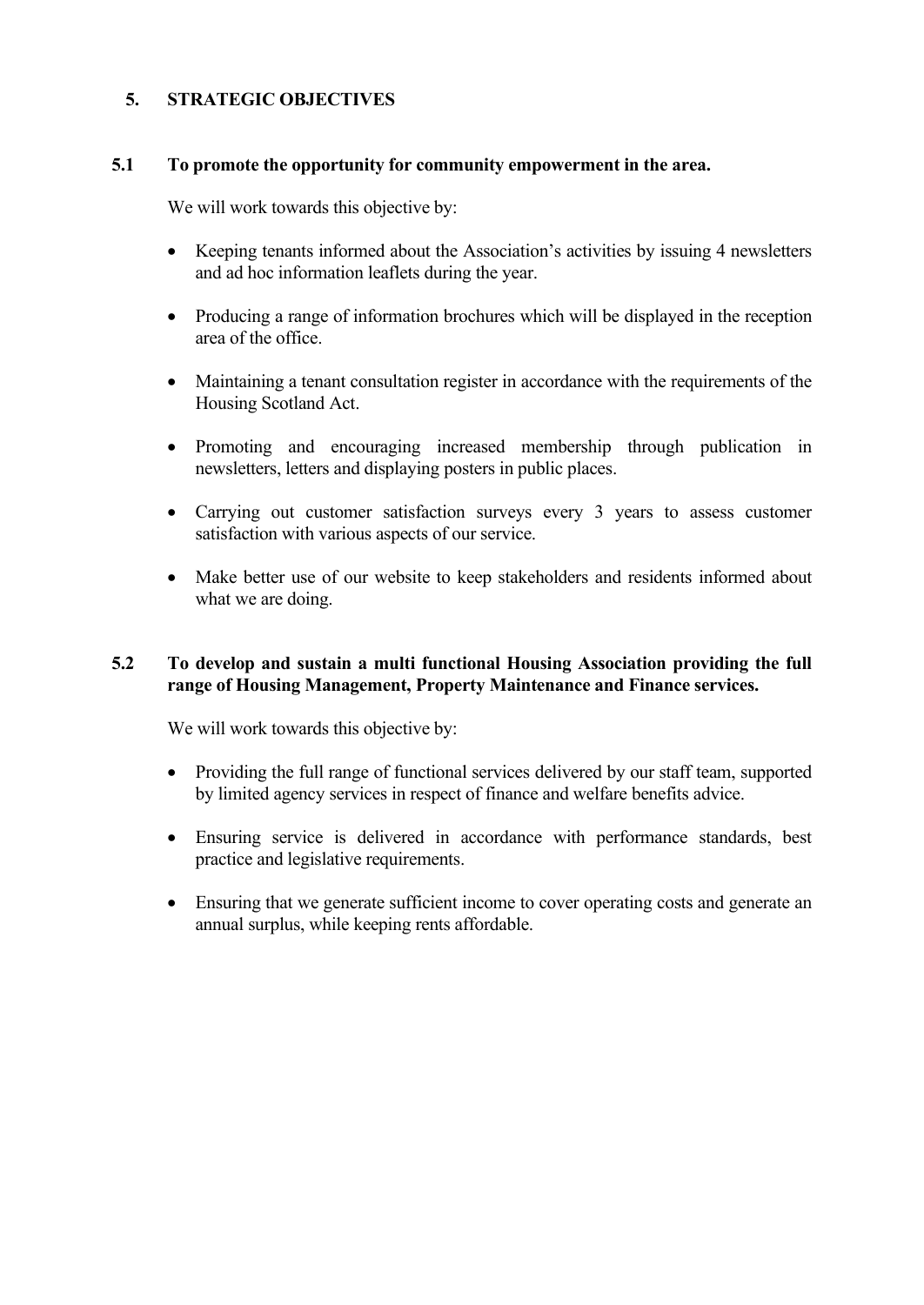## 5. STRATEGIC OBJECTIVES

### 5.1 To promote the opportunity for community empowerment in the area.

We will work towards this objective by:

- Keeping tenants informed about the Association's activities by issuing 4 newsletters and ad hoc information leaflets during the year.
- Producing a range of information brochures which will be displayed in the reception area of the office.
- Maintaining a tenant consultation register in accordance with the requirements of the Housing Scotland Act.
- Promoting and encouraging increased membership through publication in newsletters, letters and displaying posters in public places.
- Carrying out customer satisfaction surveys every 3 years to assess customer satisfaction with various aspects of our service.
- Make better use of our website to keep stakeholders and residents informed about what we are doing.

### 5.2 To develop and sustain a multi functional Housing Association providing the full range of Housing Management, Property Maintenance and Finance services.

We will work towards this objective by:

- Providing the full range of functional services delivered by our staff team, supported by limited agency services in respect of finance and welfare benefits advice.
- Ensuring service is delivered in accordance with performance standards, best practice and legislative requirements.
- Ensuring that we generate sufficient income to cover operating costs and generate an annual surplus, while keeping rents affordable.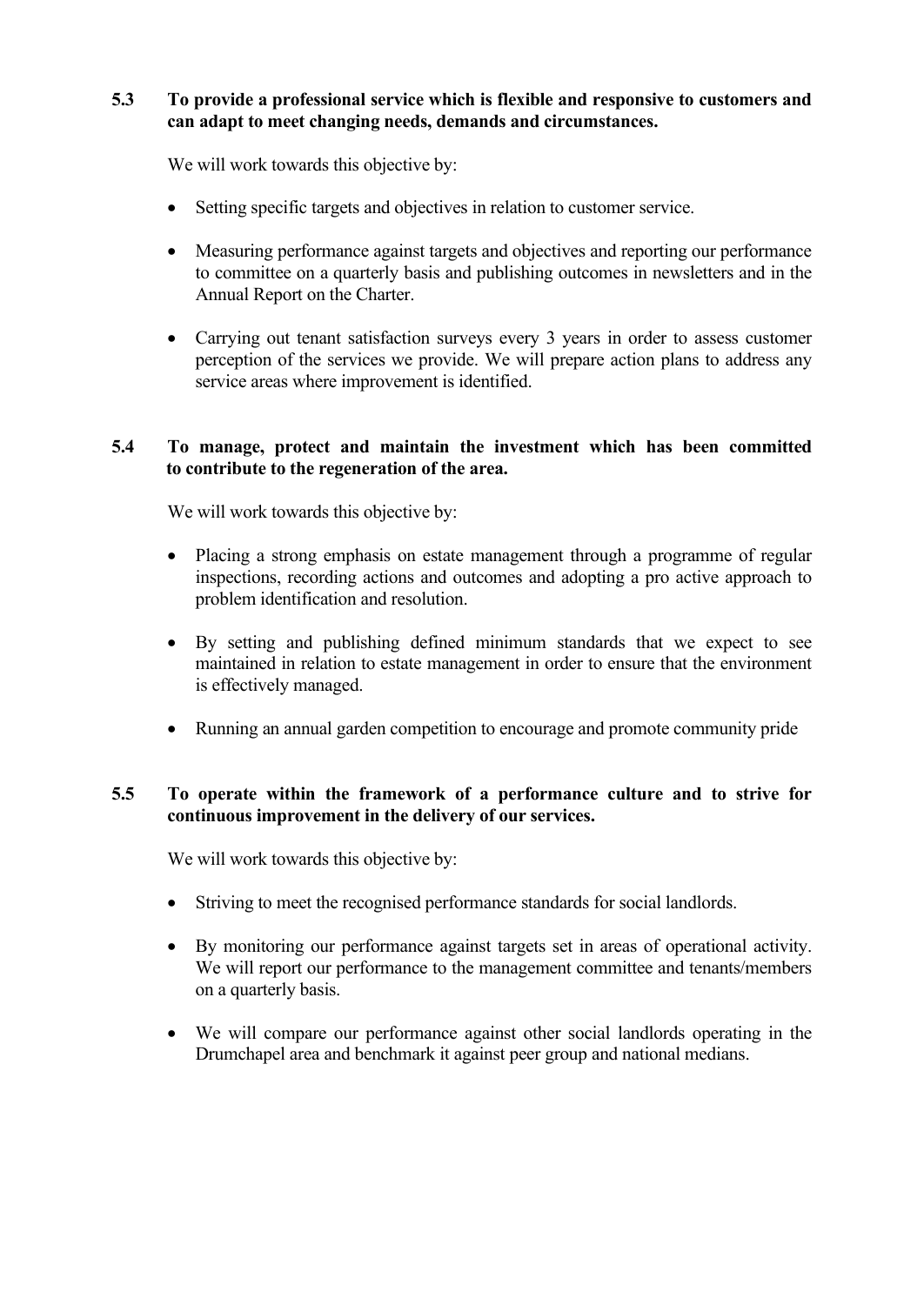### 5.3 To provide a professional service which is flexible and responsive to customers and can adapt to meet changing needs, demands and circumstances.

We will work towards this objective by:

- Setting specific targets and objectives in relation to customer service.
- Measuring performance against targets and objectives and reporting our performance to committee on a quarterly basis and publishing outcomes in newsletters and in the Annual Report on the Charter.
- Carrying out tenant satisfaction surveys every 3 years in order to assess customer perception of the services we provide. We will prepare action plans to address any service areas where improvement is identified.

### 5.4 To manage, protect and maintain the investment which has been committed to contribute to the regeneration of the area.

We will work towards this objective by:

- Placing a strong emphasis on estate management through a programme of regular inspections, recording actions and outcomes and adopting a pro active approach to problem identification and resolution.
- By setting and publishing defined minimum standards that we expect to see maintained in relation to estate management in order to ensure that the environment is effectively managed.
- Running an annual garden competition to encourage and promote community pride

### 5.5 To operate within the framework of a performance culture and to strive for continuous improvement in the delivery of our services.

We will work towards this objective by:

- Striving to meet the recognised performance standards for social landlords.
- By monitoring our performance against targets set in areas of operational activity. We will report our performance to the management committee and tenants/members on a quarterly basis.
- We will compare our performance against other social landlords operating in the Drumchapel area and benchmark it against peer group and national medians.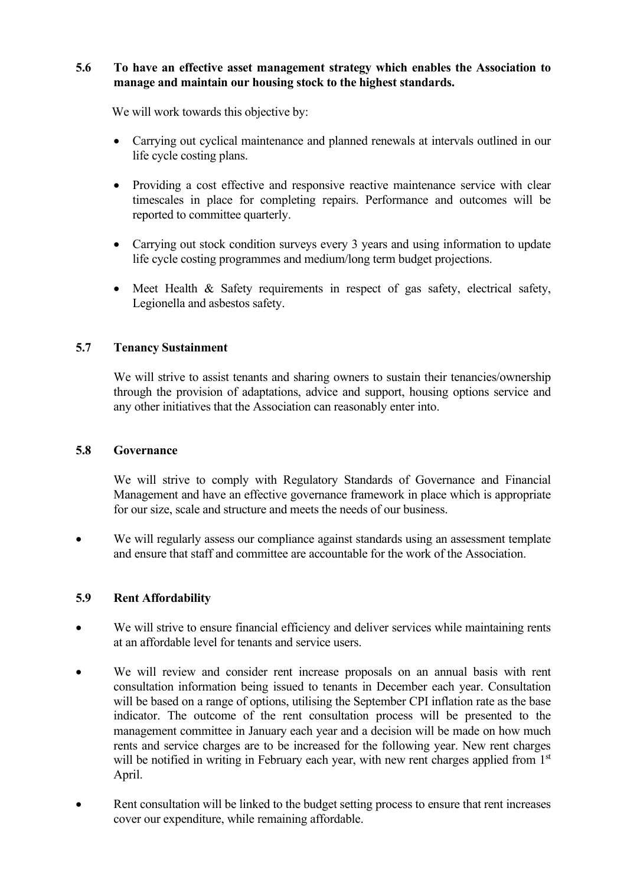**5.6 To have an effective asset management strategy which enables the Association to manage and maintain our housing stock to the highest standards.**

We will work towards this objective by:

- Carrying out cyclical maintenance and planned renewals at intervals outlined in our life cycle costing plans.
- Providing a cost effective and responsive reactive maintenance service with clear timescales in place for completing repairs. Performance and outcomes will be reported to committee quarterly.
- Carrying out stock condition surveys every 3 years and using information to update life cycle costing programmes and medium/long term budget projections.
- Meet Health & Safety requirements in respect of gas safety, electrical safety, Legionella and asbestos safety.

**5.7 Tenancy Sustainment**

We will strive to assist tenants and sharing owners to sustain their tenancies/ownership through the provision of adaptations, advice and support, housing options service and any other initiatives that the Association can reasonably enter into.

**5.8 Governance**

We will strive to comply with Regulatory Standards of Governance and Financial Management and have an effective governance framework in place which is appropriate for our size, scale and structure and meets the needs of our business.

- We will regularly assess our compliance against standards using an assessment template and ensure that staff and committee are accountable for the work of the Association.

**5.9 Rent Affordability**

- We will strive to ensure financial efficiency and deliver services while maintaining rents at an affordable level for tenants and service users.
- We will review and consider rent increase proposals on an annual basis with rent consultation information being issued to tenants in December each year. Consultation will be based on a range of options, utilising the September CPI inflation rate as the base indicator. The outcome of the rent consultation process will be presented to the management committee in January each year and a decision will be made on how much rents and service charges are to be increased for the following year. New rent charges will be notified in writing in February each year, with new rent charges applied from 1st April.
- Rent consultation will be linked to the budget setting process to ensure that rent increases cover our expenditure, while remaining affordable.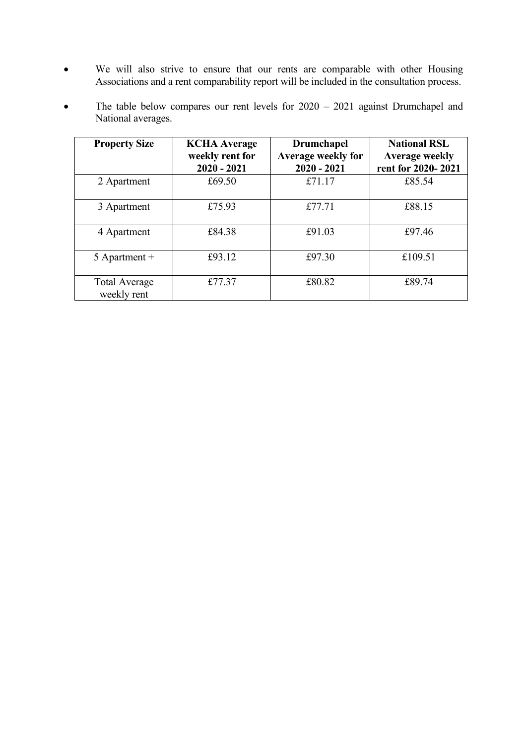- We will also strive to ensure that our rents are comparable with other Housing Associations and a rent comparability report will be included in the consultation process.
- The table below compares our rent levels for 2020 – 2021 against Drumchapel and National averages.

| **Property Size** | **KCHA Average weekly rent for 2020 - 2021** | **Drumchapel Average weekly for 2020 - 2021** | **National RSL Average weekly rent for 2020- 2021** |
|---|---|---|---|
| 2 Apartment | £69.50 | £71.17 | £85.54 |
| 3 Apartment | £75.93 | £77.71 | £88.15 |
| 4 Apartment | £84.38 | £91.03 | £97.46 |
| 5 Apartment + | £93.12 | £97.30 | £109.51 |
| Total Average weekly rent | £77.37 | £80.82 | £89.74 |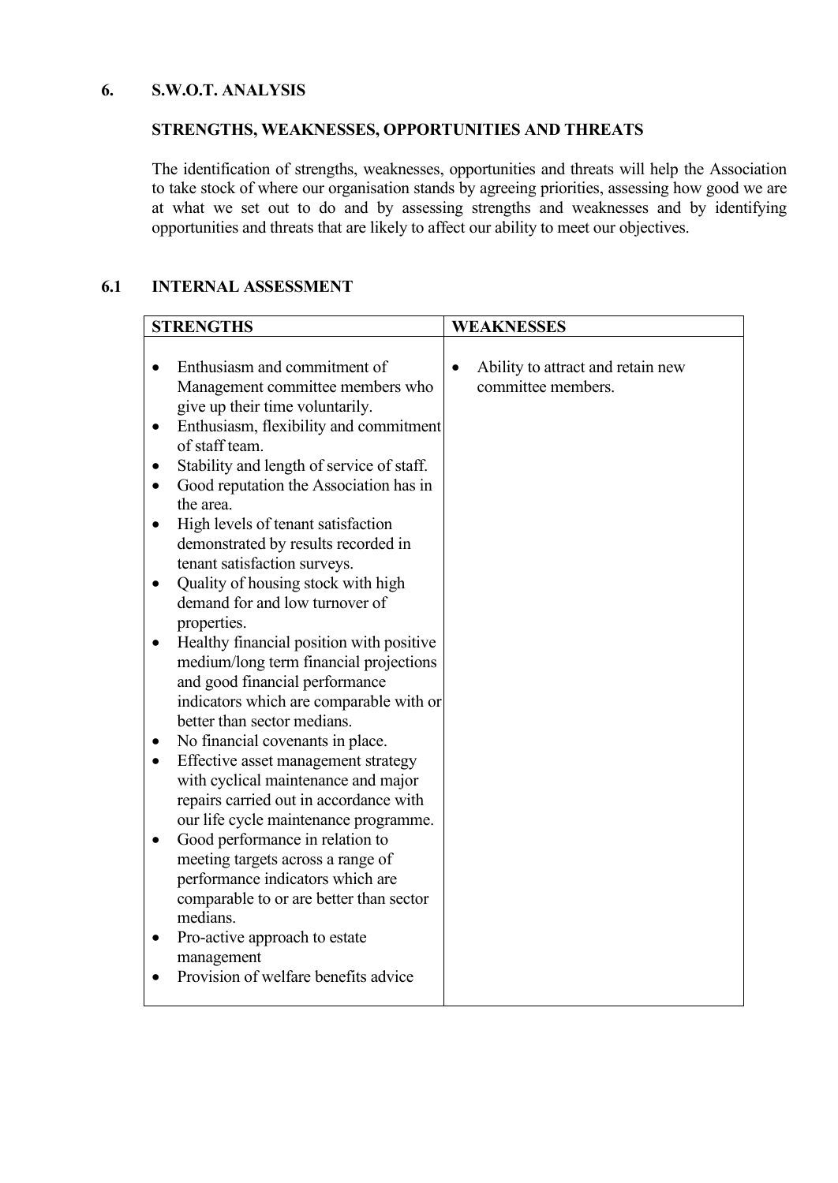## 6. S.W.O.T. ANALYSIS

### STRENGTHS, WEAKNESSES, OPPORTUNITIES AND THREATS

The identification of strengths, weaknesses, opportunities and threats will help the Association to take stock of where our organisation stands by agreeing priorities, assessing how good we are at what we set out to do and by assessing strengths and weaknesses and by identifying opportunities and threats that are likely to affect our ability to meet our objectives.

### 6.1 INTERNAL ASSESSMENT

| STRENGTHS | WEAKNESSES |
|---|---|
| • Enthusiasm and commitment of Management committee members who give up their time voluntarily.<br>• Enthusiasm, flexibility and commitment of staff team.<br>• Stability and length of service of staff.<br>• Good reputation the Association has in the area.<br>• High levels of tenant satisfaction demonstrated by results recorded in tenant satisfaction surveys.<br>• Quality of housing stock with high demand for and low turnover of properties.<br>• Healthy financial position with positive medium/long term financial projections and good financial performance indicators which are comparable with or better than sector medians.<br>• No financial covenants in place.<br>• Effective asset management strategy with cyclical maintenance and major repairs carried out in accordance with our life cycle maintenance programme.<br>• Good performance in relation to meeting targets across a range of performance indicators which are comparable to or are better than sector medians.<br>• Pro-active approach to estate management<br>• Provision of welfare benefits advice | • Ability to attract and retain new committee members. |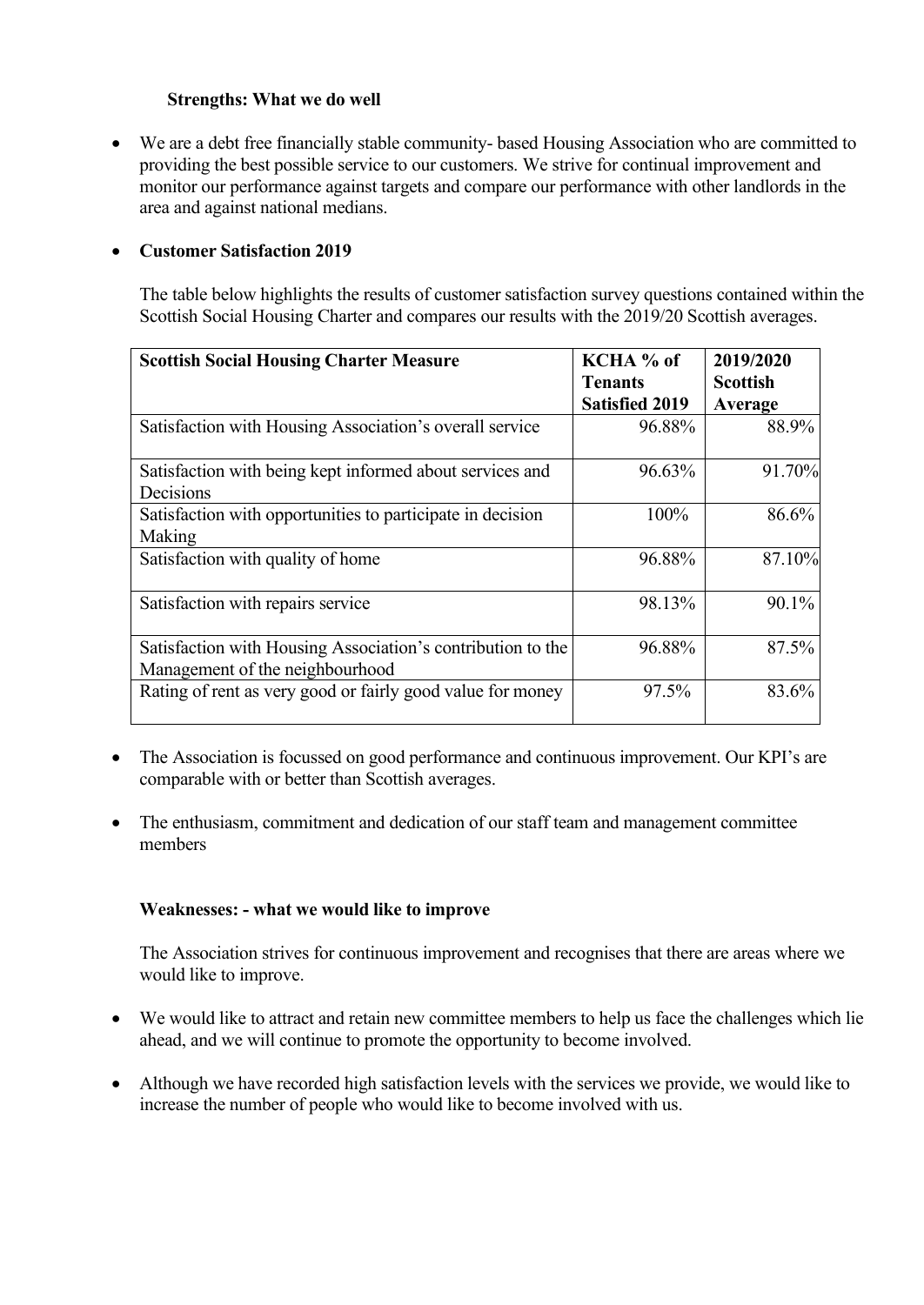### Strengths: What we do well

- We are a debt free financially stable community- based Housing Association who are committed to providing the best possible service to our customers. We strive for continual improvement and monitor our performance against targets and compare our performance with other landlords in the area and against national medians.

- **Customer Satisfaction 2019**

  The table below highlights the results of customer satisfaction survey questions contained within the Scottish Social Housing Charter and compares our results with the 2019/20 Scottish averages.

| Scottish Social Housing Charter Measure | KCHA % of Tenants Satisfied 2019 | 2019/2020 Scottish Average |
|---|---|---|
| Satisfaction with Housing Association's overall service | 96.88% | 88.9% |
| Satisfaction with being kept informed about services and Decisions | 96.63% | 91.70% |
| Satisfaction with opportunities to participate in decision Making | 100% | 86.6% |
| Satisfaction with quality of home | 96.88% | 87.10% |
| Satisfaction with repairs service | 98.13% | 90.1% |
| Satisfaction with Housing Association's contribution to the Management of the neighbourhood | 96.88% | 87.5% |
| Rating of rent as very good or fairly good value for money | 97.5% | 83.6% |

- The Association is focussed on good performance and continuous improvement. Our KPI's are comparable with or better than Scottish averages.

- The enthusiasm, commitment and dedication of our staff team and management committee members

### Weaknesses: - what we would like to improve

The Association strives for continuous improvement and recognises that there are areas where we would like to improve.

- We would like to attract and retain new committee members to help us face the challenges which lie ahead, and we will continue to promote the opportunity to become involved.

- Although we have recorded high satisfaction levels with the services we provide, we would like to increase the number of people who would like to become involved with us.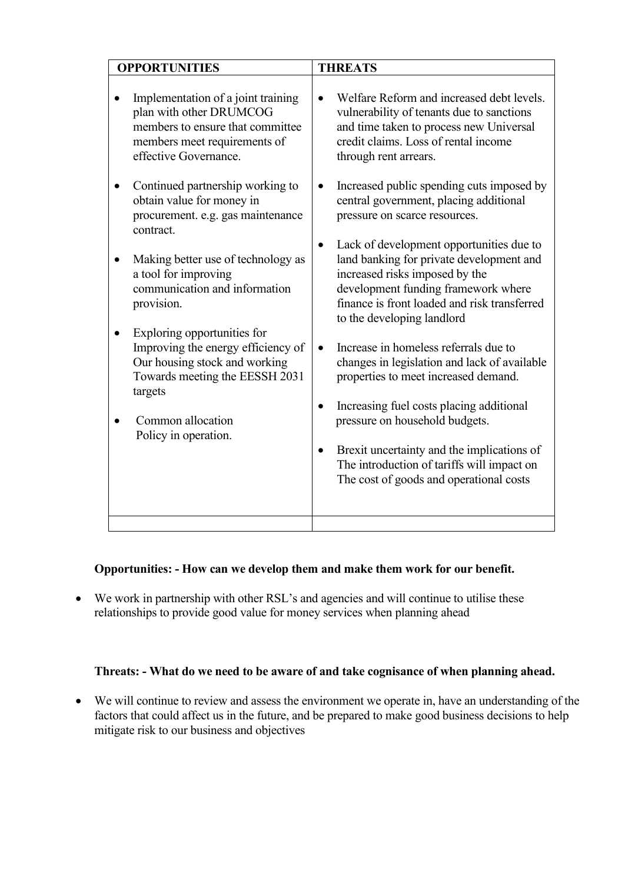| OPPORTUNITIES | THREATS |
|---|---|
| • Implementation of a joint training plan with other DRUMCOG members to ensure that committee members meet requirements of effective Governance.<br><br>• Continued partnership working to obtain value for money in procurement. e.g. gas maintenance contract.<br><br>• Making better use of technology as a tool for improving communication and information provision.<br><br>• Exploring opportunities for Improving the energy efficiency of Our housing stock and working Towards meeting the EESSH 2031 targets<br><br>• Common allocation Policy in operation. | • Welfare Reform and increased debt levels. vulnerability of tenants due to sanctions and time taken to process new Universal credit claims. Loss of rental income through rent arrears.<br><br>• Increased public spending cuts imposed by central government, placing additional pressure on scarce resources.<br><br>• Lack of development opportunities due to land banking for private development and increased risks imposed by the development funding framework where finance is front loaded and risk transferred to the developing landlord<br><br>• Increase in homeless referrals due to changes in legislation and lack of available properties to meet increased demand.<br><br>• Increasing fuel costs placing additional pressure on household budgets.<br><br>• Brexit uncertainty and the implications of The introduction of tariffs will impact on The cost of goods and operational costs |
| | |

**Opportunities: - How can we develop them and make them work for our benefit.**

- We work in partnership with other RSL's and agencies and will continue to utilise these relationships to provide good value for money services when planning ahead

**Threats: - What do we need to be aware of and take cognisance of when planning ahead.**

- We will continue to review and assess the environment we operate in, have an understanding of the factors that could affect us in the future, and be prepared to make good business decisions to help mitigate risk to our business and objectives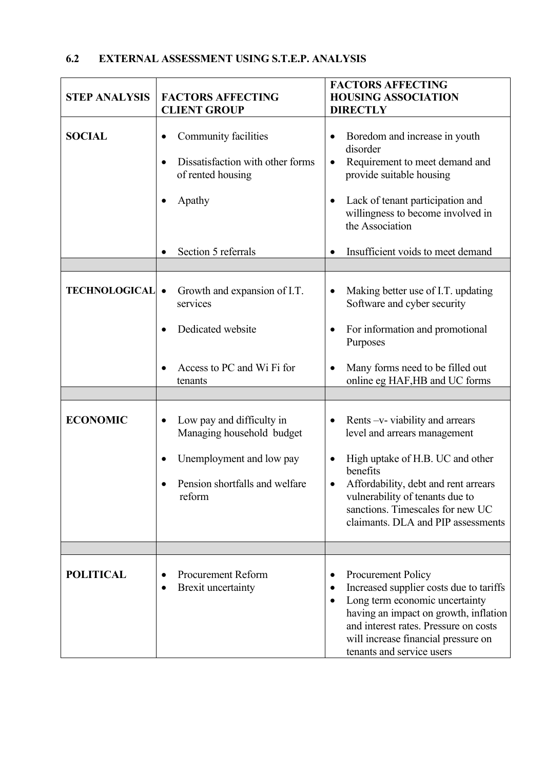## 6.2 EXTERNAL ASSESSMENT USING S.T.E.P. ANALYSIS

| STEP ANALYSIS | FACTORS AFFECTING CLIENT GROUP | FACTORS AFFECTING HOUSING ASSOCIATION DIRECTLY |
|---|---|---|
| **SOCIAL** | • Community facilities<br>• Dissatisfaction with other forms of rented housing<br>• Apathy<br>• Section 5 referrals | • Boredom and increase in youth disorder<br>• Requirement to meet demand and provide suitable housing<br>• Lack of tenant participation and willingness to become involved in the Association<br>• Insufficient voids to meet demand |
| | | |
| **TECHNOLOGICAL** | • Growth and expansion of I.T. services<br>• Dedicated website<br>• Access to PC and Wi Fi for tenants | • Making better use of I.T. updating Software and cyber security<br>• For information and promotional Purposes<br>• Many forms need to be filled out online eg HAF,HB and UC forms |
| | | |
| **ECONOMIC** | • Low pay and difficulty in Managing household budget<br>• Unemployment and low pay<br>• Pension shortfalls and welfare reform | • Rents –v- viability and arrears level and arrears management<br>• High uptake of H.B. UC and other benefits<br>• Affordability, debt and rent arrears vulnerability of tenants due to sanctions. Timescales for new UC claimants. DLA and PIP assessments |
| | | |
| **POLITICAL** | • Procurement Reform<br>• Brexit uncertainty | • Procurement Policy<br>• Increased supplier costs due to tariffs<br>• Long term economic uncertainty having an impact on growth, inflation and interest rates. Pressure on costs will increase financial pressure on tenants and service users |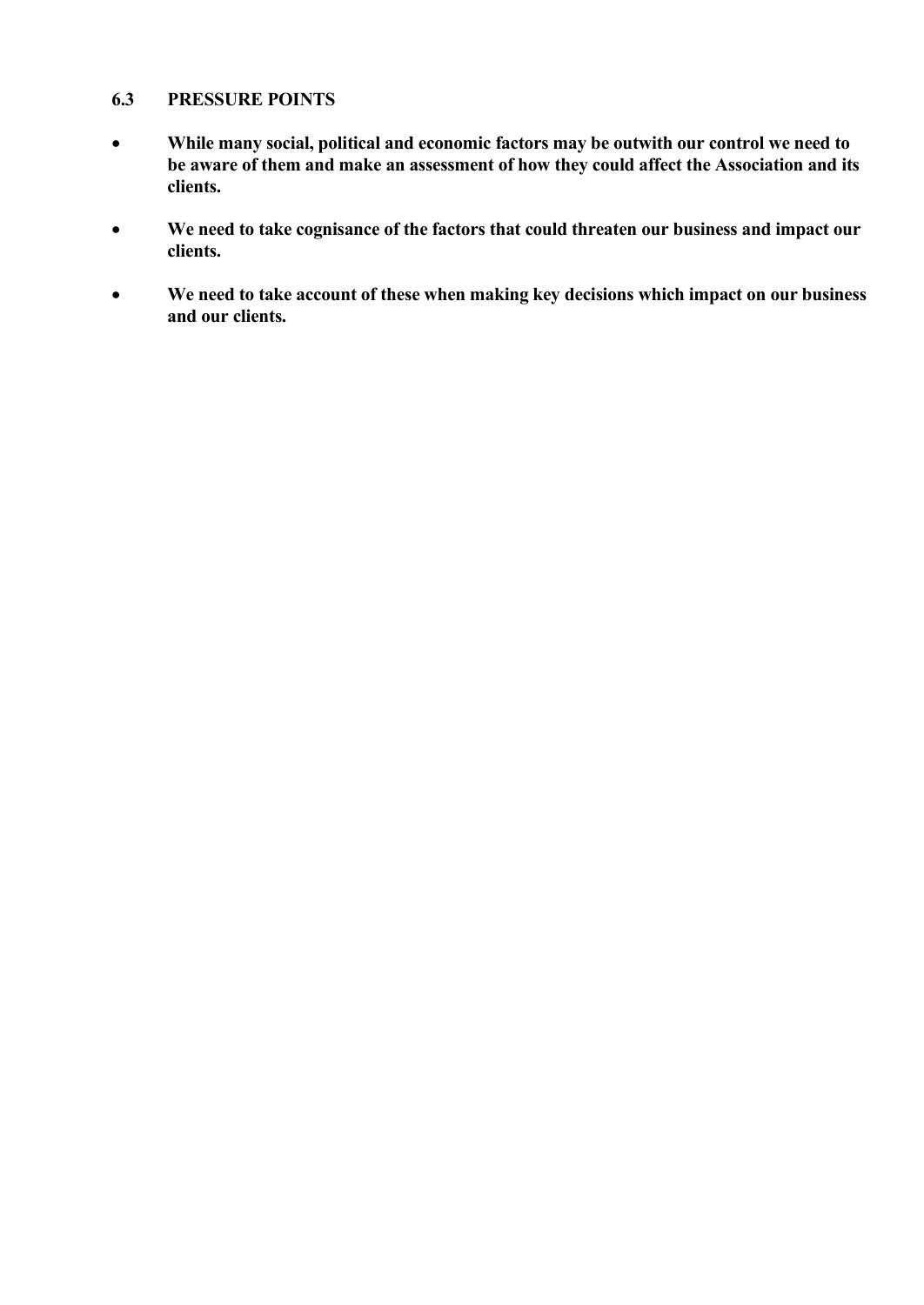### 6.3 PRESSURE POINTS

- **While many social, political and economic factors may be outwith our control we need to be aware of them and make an assessment of how they could affect the Association and its clients.**
- **We need to take cognisance of the factors that could threaten our business and impact our clients.**
- **We need to take account of these when making key decisions which impact on our business and our clients.**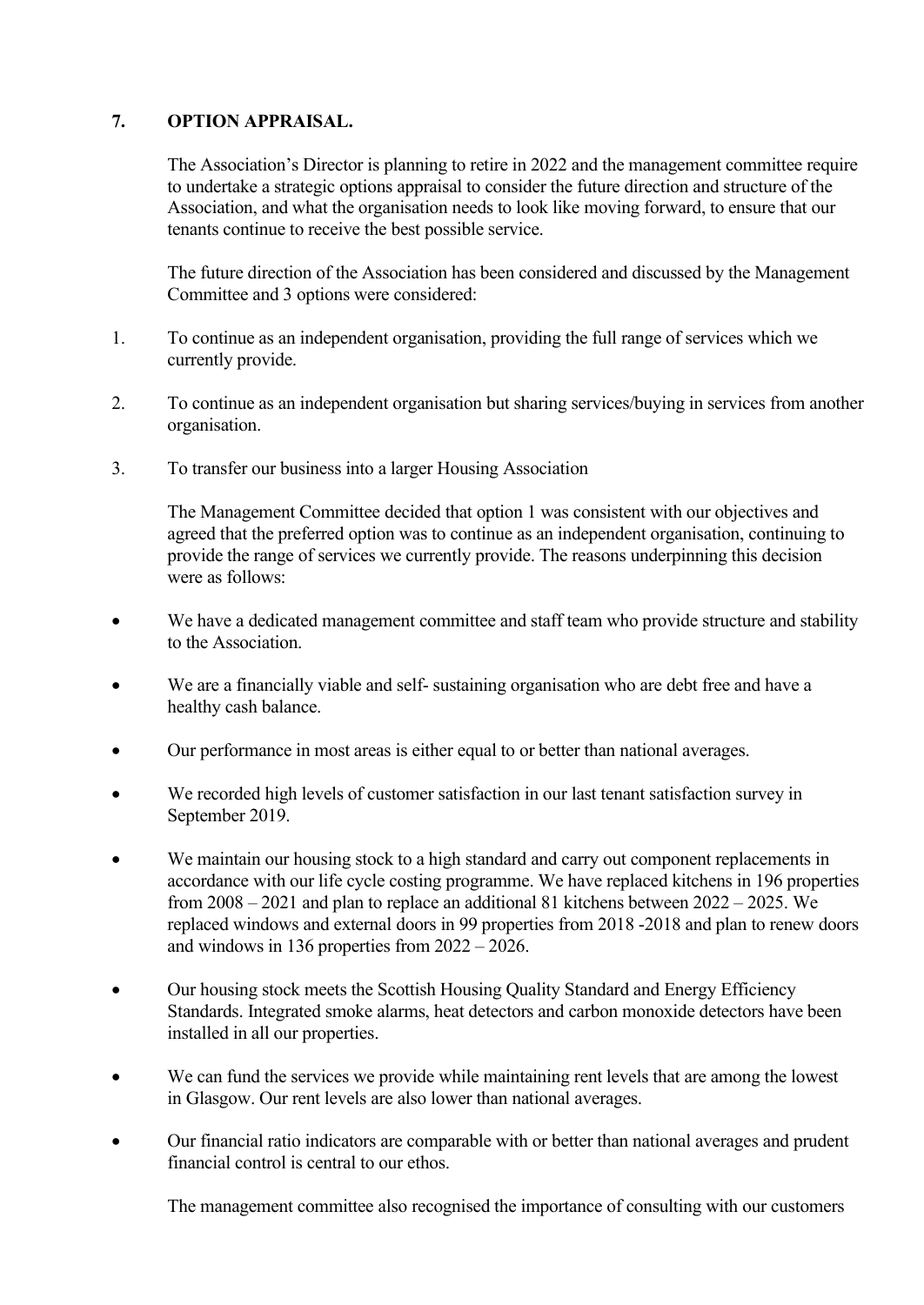## 7. OPTION APPRAISAL.

The Association's Director is planning to retire in 2022 and the management committee require to undertake a strategic options appraisal to consider the future direction and structure of the Association, and what the organisation needs to look like moving forward, to ensure that our tenants continue to receive the best possible service.

The future direction of the Association has been considered and discussed by the Management Committee and 3 options were considered:

1. To continue as an independent organisation, providing the full range of services which we currently provide.
2. To continue as an independent organisation but sharing services/buying in services from another organisation.
3. To transfer our business into a larger Housing Association

The Management Committee decided that option 1 was consistent with our objectives and agreed that the preferred option was to continue as an independent organisation, continuing to provide the range of services we currently provide. The reasons underpinning this decision were as follows:

- We have a dedicated management committee and staff team who provide structure and stability to the Association.
- We are a financially viable and self- sustaining organisation who are debt free and have a healthy cash balance.
- Our performance in most areas is either equal to or better than national averages.
- We recorded high levels of customer satisfaction in our last tenant satisfaction survey in September 2019.
- We maintain our housing stock to a high standard and carry out component replacements in accordance with our life cycle costing programme. We have replaced kitchens in 196 properties from 2008 – 2021 and plan to replace an additional 81 kitchens between 2022 – 2025. We replaced windows and external doors in 99 properties from 2018 -2018 and plan to renew doors and windows in 136 properties from 2022 – 2026.
- Our housing stock meets the Scottish Housing Quality Standard and Energy Efficiency Standards. Integrated smoke alarms, heat detectors and carbon monoxide detectors have been installed in all our properties.
- We can fund the services we provide while maintaining rent levels that are among the lowest in Glasgow. Our rent levels are also lower than national averages.
- Our financial ratio indicators are comparable with or better than national averages and prudent financial control is central to our ethos.

The management committee also recognised the importance of consulting with our customers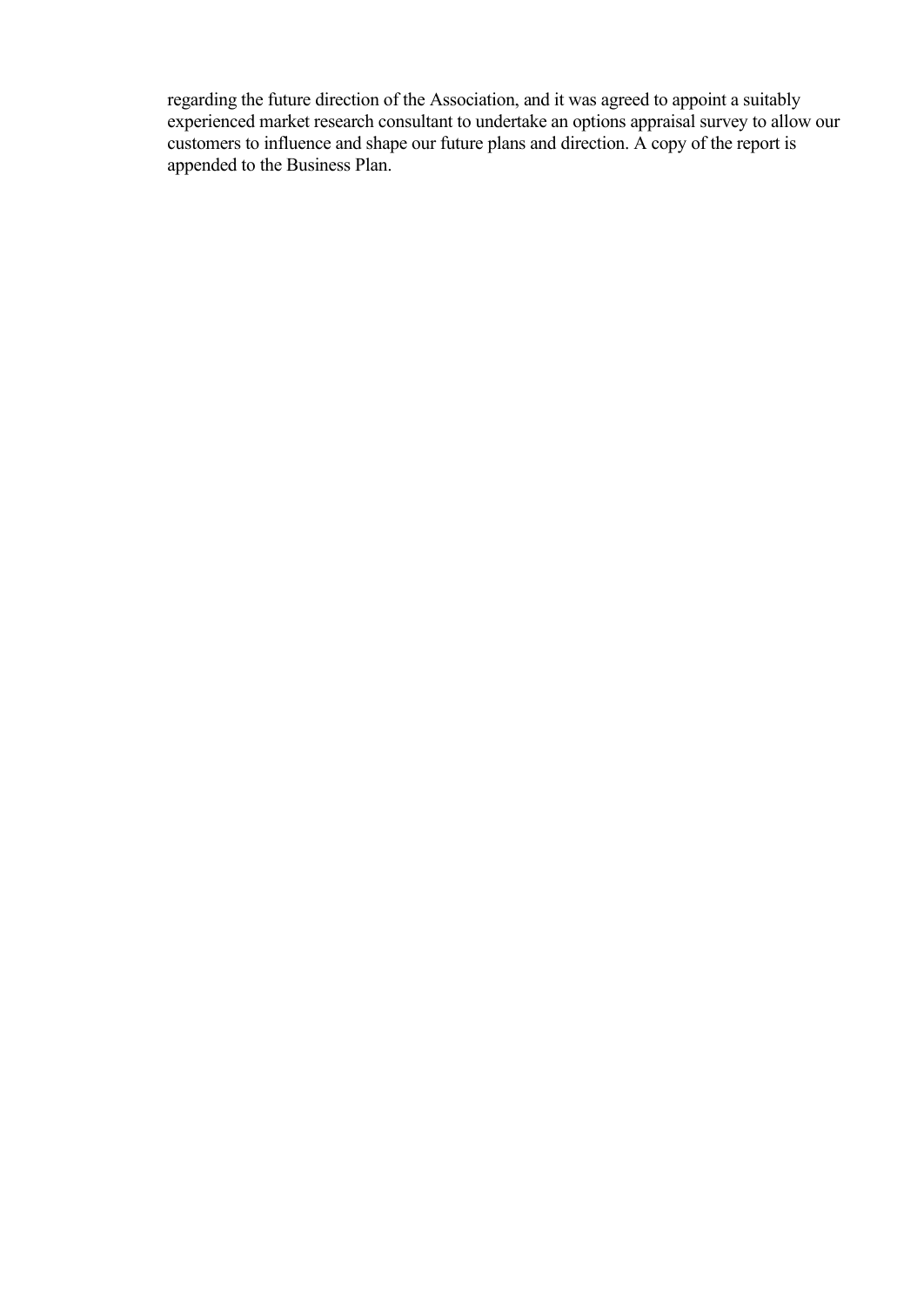regarding the future direction of the Association, and it was agreed to appoint a suitably experienced market research consultant to undertake an options appraisal survey to allow our customers to influence and shape our future plans and direction. A copy of the report is appended to the Business Plan.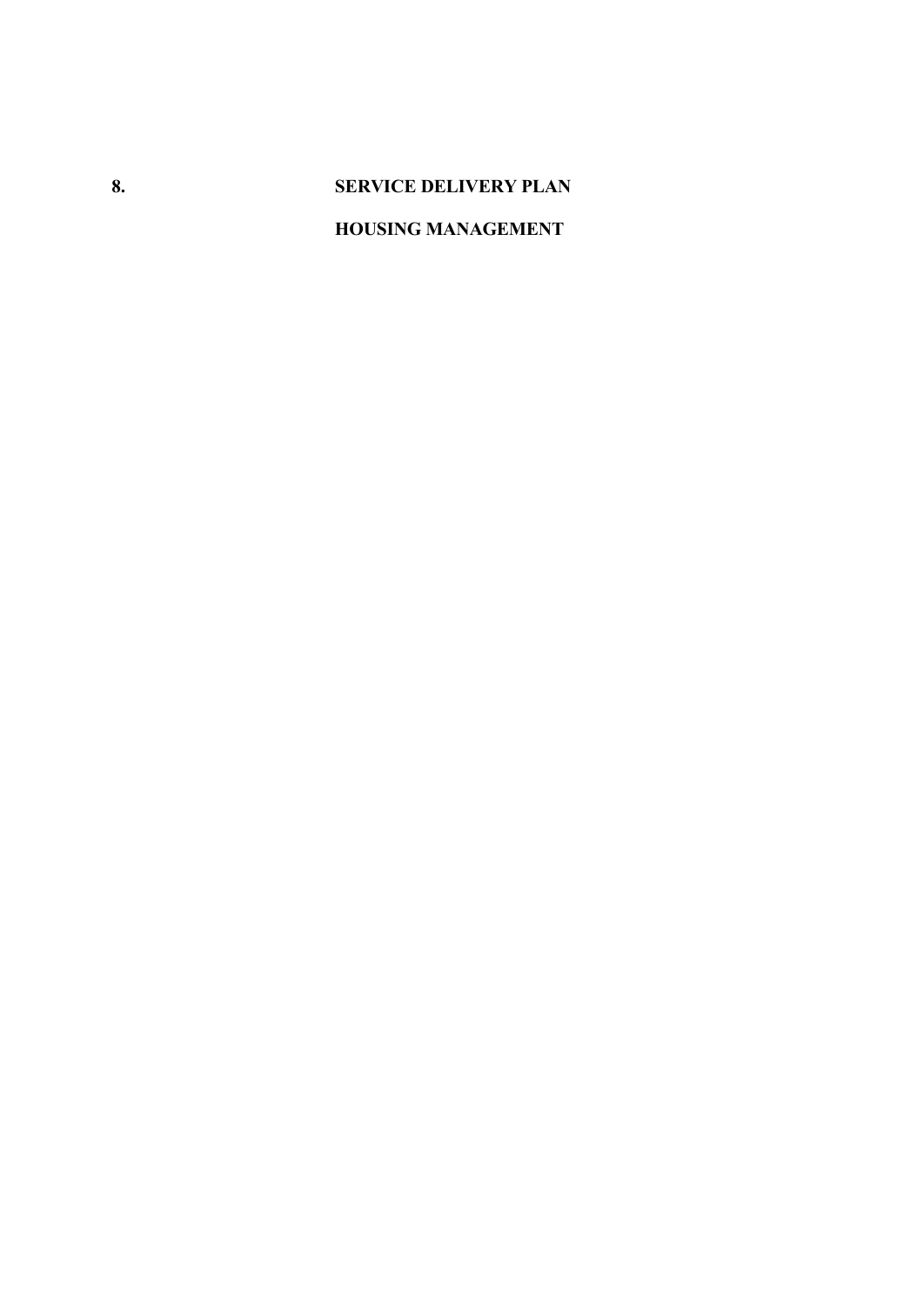# 8. SERVICE DELIVERY PLAN

## HOUSING MANAGEMENT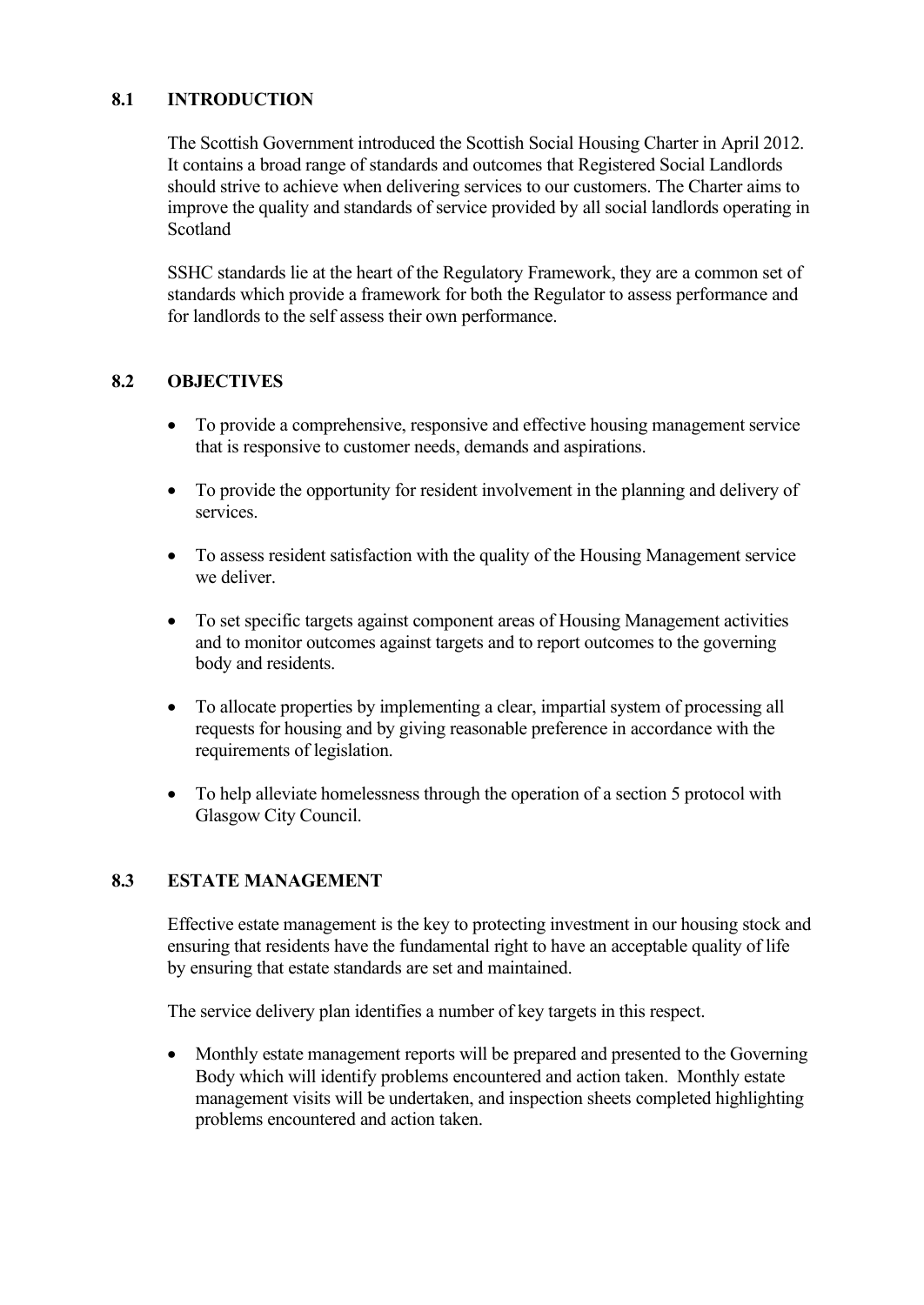## 8.1 INTRODUCTION

The Scottish Government introduced the Scottish Social Housing Charter in April 2012. It contains a broad range of standards and outcomes that Registered Social Landlords should strive to achieve when delivering services to our customers. The Charter aims to improve the quality and standards of service provided by all social landlords operating in Scotland

SSHC standards lie at the heart of the Regulatory Framework, they are a common set of standards which provide a framework for both the Regulator to assess performance and for landlords to the self assess their own performance.

## 8.2 OBJECTIVES

- To provide a comprehensive, responsive and effective housing management service that is responsive to customer needs, demands and aspirations.
- To provide the opportunity for resident involvement in the planning and delivery of services.
- To assess resident satisfaction with the quality of the Housing Management service we deliver.
- To set specific targets against component areas of Housing Management activities and to monitor outcomes against targets and to report outcomes to the governing body and residents.
- To allocate properties by implementing a clear, impartial system of processing all requests for housing and by giving reasonable preference in accordance with the requirements of legislation.
- To help alleviate homelessness through the operation of a section 5 protocol with Glasgow City Council.

## 8.3 ESTATE MANAGEMENT

Effective estate management is the key to protecting investment in our housing stock and ensuring that residents have the fundamental right to have an acceptable quality of life by ensuring that estate standards are set and maintained.

The service delivery plan identifies a number of key targets in this respect.

- Monthly estate management reports will be prepared and presented to the Governing Body which will identify problems encountered and action taken. Monthly estate management visits will be undertaken, and inspection sheets completed highlighting problems encountered and action taken.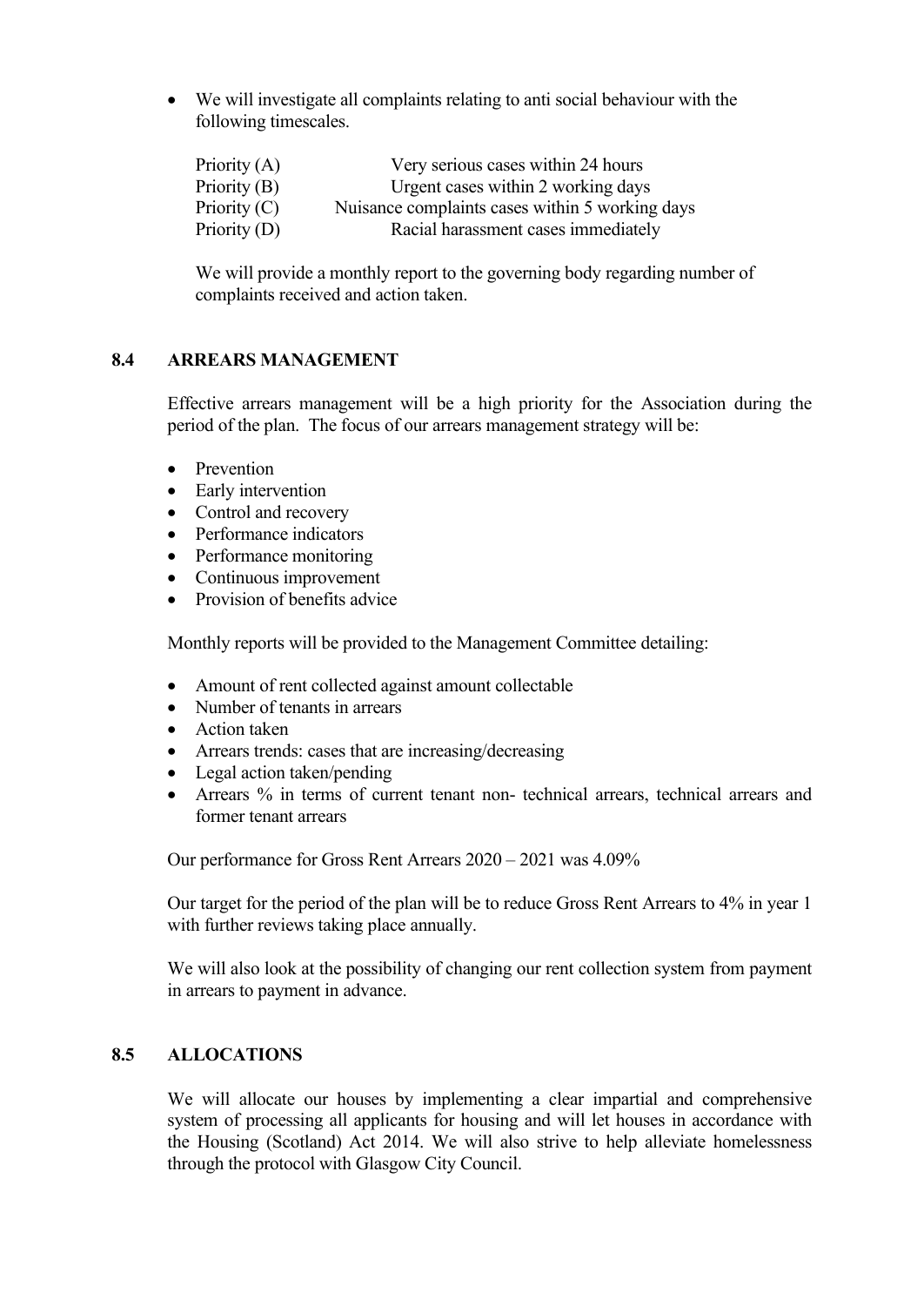- We will investigate all complaints relating to anti social behaviour with the following timescales.

| | |
|---|---|
| Priority (A) | Very serious cases within 24 hours |
| Priority (B) | Urgent cases within 2 working days |
| Priority (C) | Nuisance complaints cases within 5 working days |
| Priority (D) | Racial harassment cases immediately |

We will provide a monthly report to the governing body regarding number of complaints received and action taken.

## 8.4 ARREARS MANAGEMENT

Effective arrears management will be a high priority for the Association during the period of the plan. The focus of our arrears management strategy will be:

- Prevention
- Early intervention
- Control and recovery
- Performance indicators
- Performance monitoring
- Continuous improvement
- Provision of benefits advice

Monthly reports will be provided to the Management Committee detailing:

- Amount of rent collected against amount collectable
- Number of tenants in arrears
- Action taken
- Arrears trends: cases that are increasing/decreasing
- Legal action taken/pending
- Arrears % in terms of current tenant non- technical arrears, technical arrears and former tenant arrears

Our performance for Gross Rent Arrears 2020 – 2021 was 4.09%

Our target for the period of the plan will be to reduce Gross Rent Arrears to 4% in year 1 with further reviews taking place annually.

We will also look at the possibility of changing our rent collection system from payment in arrears to payment in advance.

## 8.5 ALLOCATIONS

We will allocate our houses by implementing a clear impartial and comprehensive system of processing all applicants for housing and will let houses in accordance with the Housing (Scotland) Act 2014. We will also strive to help alleviate homelessness through the protocol with Glasgow City Council.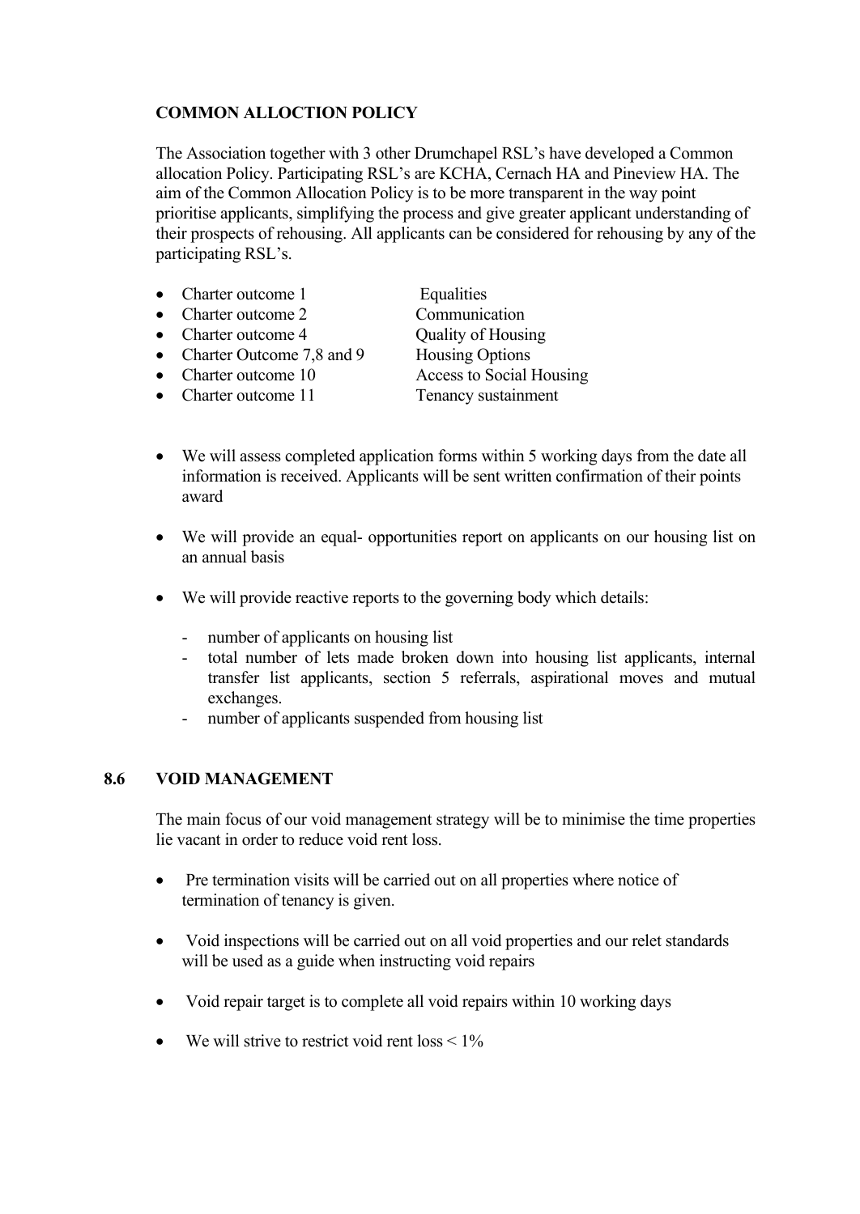**COMMON ALLOCTION POLICY**

The Association together with 3 other Drumchapel RSL's have developed a Common allocation Policy. Participating RSL's are KCHA, Cernach HA and Pineview HA. The aim of the Common Allocation Policy is to be more transparent in the way point prioritise applicants, simplifying the process and give greater applicant understanding of their prospects of rehousing. All applicants can be considered for rehousing by any of the participating RSL's.

- Charter outcome 1 — Equalities
- Charter outcome 2 — Communication
- Charter outcome 4 — Quality of Housing
- Charter Outcome 7,8 and 9 — Housing Options
- Charter outcome 10 — Access to Social Housing
- Charter outcome 11 — Tenancy sustainment

- We will assess completed application forms within 5 working days from the date all information is received. Applicants will be sent written confirmation of their points award

- We will provide an equal- opportunities report on applicants on our housing list on an annual basis

- We will provide reactive reports to the governing body which details:
  - number of applicants on housing list
  - total number of lets made broken down into housing list applicants, internal transfer list applicants, section 5 referrals, aspirational moves and mutual exchanges.
  - number of applicants suspended from housing list

## 8.6 VOID MANAGEMENT

The main focus of our void management strategy will be to minimise the time properties lie vacant in order to reduce void rent loss.

- Pre termination visits will be carried out on all properties where notice of termination of tenancy is given.

- Void inspections will be carried out on all void properties and our relet standards will be used as a guide when instructing void repairs

- Void repair target is to complete all void repairs within 10 working days

- We will strive to restrict void rent loss < 1%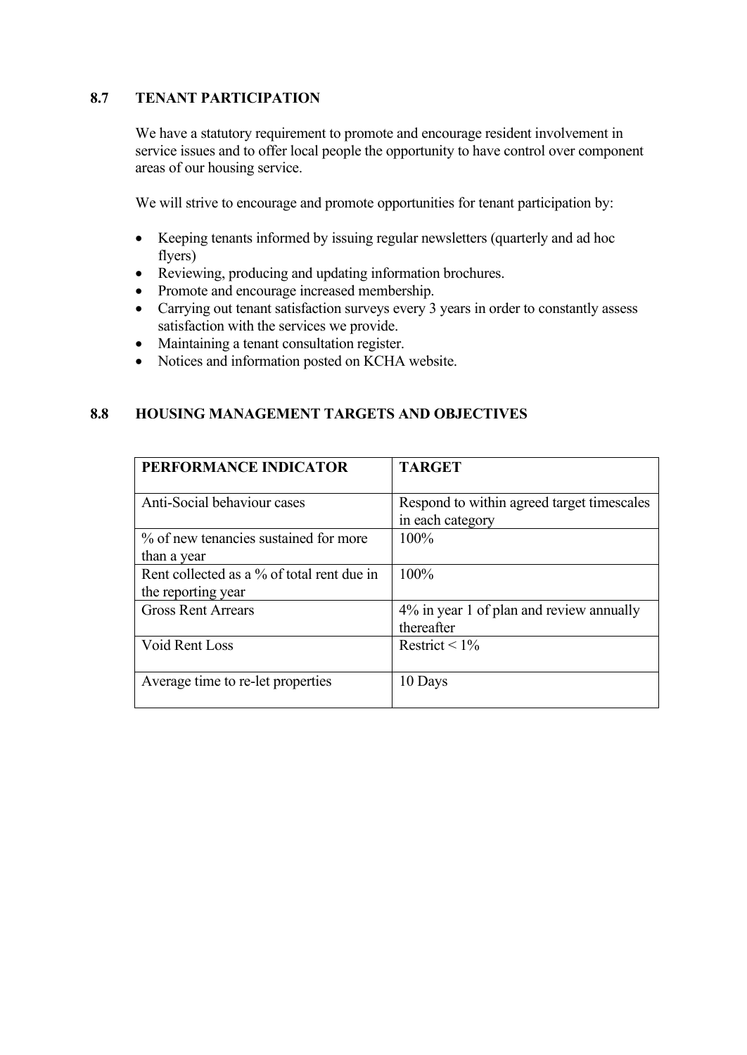## 8.7 TENANT PARTICIPATION

We have a statutory requirement to promote and encourage resident involvement in service issues and to offer local people the opportunity to have control over component areas of our housing service.

We will strive to encourage and promote opportunities for tenant participation by:

- Keeping tenants informed by issuing regular newsletters (quarterly and ad hoc flyers)
- Reviewing, producing and updating information brochures.
- Promote and encourage increased membership.
- Carrying out tenant satisfaction surveys every 3 years in order to constantly assess satisfaction with the services we provide.
- Maintaining a tenant consultation register.
- Notices and information posted on KCHA website.

## 8.8 HOUSING MANAGEMENT TARGETS AND OBJECTIVES

| PERFORMANCE INDICATOR | TARGET |
|---|---|
| Anti-Social behaviour cases | Respond to within agreed target timescales in each category |
| % of new tenancies sustained for more than a year | 100% |
| Rent collected as a % of total rent due in the reporting year | 100% |
| Gross Rent Arrears | 4% in year 1 of plan and review annually thereafter |
| Void Rent Loss | Restrict < 1% |
| Average time to re-let properties | 10 Days |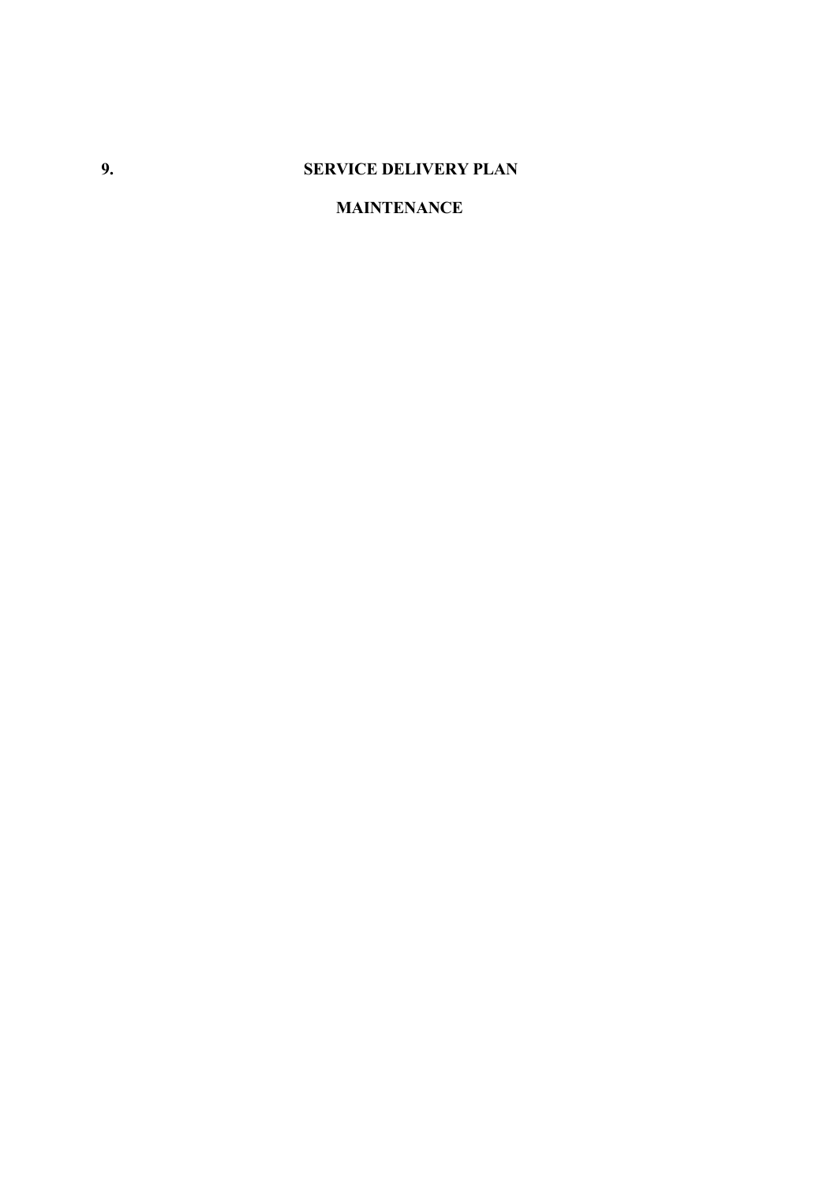# 9. SERVICE DELIVERY PLAN

## MAINTENANCE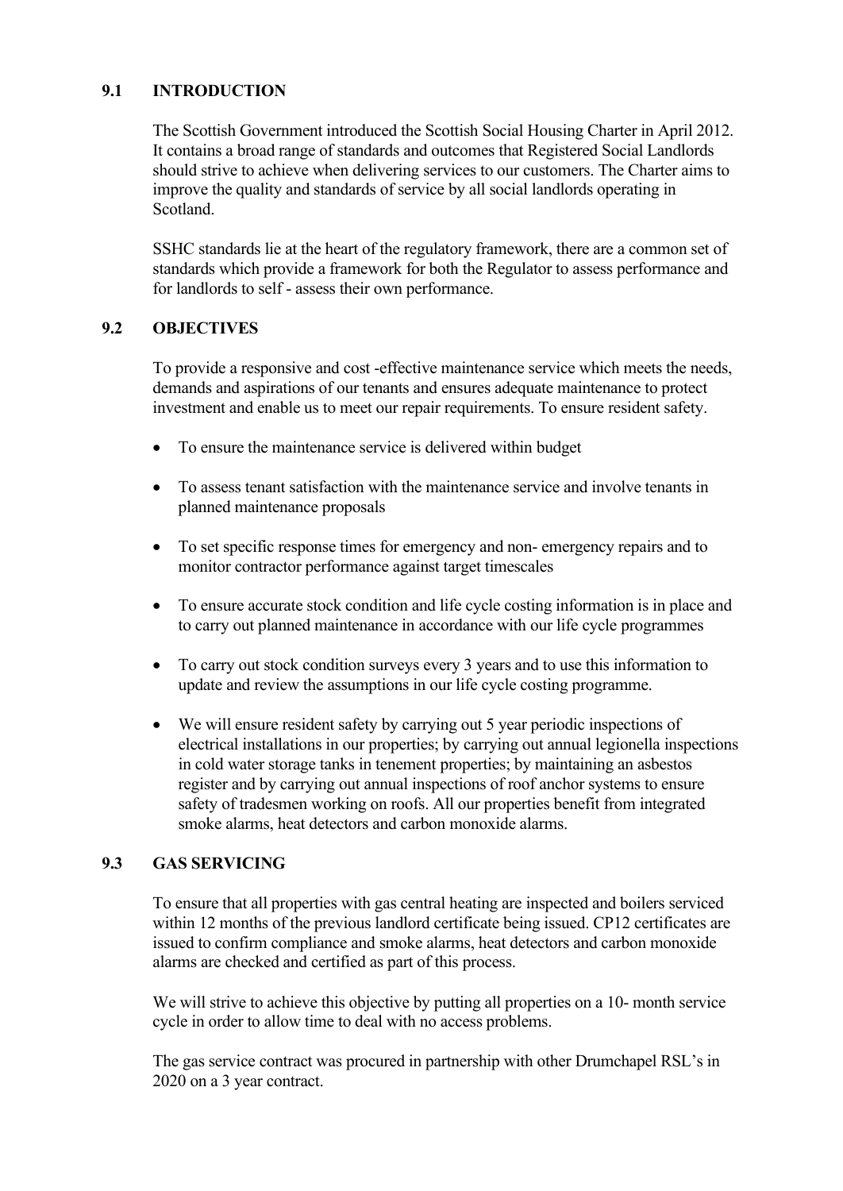## 9.1 INTRODUCTION

The Scottish Government introduced the Scottish Social Housing Charter in April 2012. It contains a broad range of standards and outcomes that Registered Social Landlords should strive to achieve when delivering services to our customers. The Charter aims to improve the quality and standards of service by all social landlords operating in Scotland.

SSHC standards lie at the heart of the regulatory framework, there are a common set of standards which provide a framework for both the Regulator to assess performance and for landlords to self - assess their own performance.

## 9.2 OBJECTIVES

To provide a responsive and cost -effective maintenance service which meets the needs, demands and aspirations of our tenants and ensures adequate maintenance to protect investment and enable us to meet our repair requirements. To ensure resident safety.

- To ensure the maintenance service is delivered within budget
- To assess tenant satisfaction with the maintenance service and involve tenants in planned maintenance proposals
- To set specific response times for emergency and non- emergency repairs and to monitor contractor performance against target timescales
- To ensure accurate stock condition and life cycle costing information is in place and to carry out planned maintenance in accordance with our life cycle programmes
- To carry out stock condition surveys every 3 years and to use this information to update and review the assumptions in our life cycle costing programme.
- We will ensure resident safety by carrying out 5 year periodic inspections of electrical installations in our properties; by carrying out annual legionella inspections in cold water storage tanks in tenement properties; by maintaining an asbestos register and by carrying out annual inspections of roof anchor systems to ensure safety of tradesmen working on roofs. All our properties benefit from integrated smoke alarms, heat detectors and carbon monoxide alarms.

## 9.3 GAS SERVICING

To ensure that all properties with gas central heating are inspected and boilers serviced within 12 months of the previous landlord certificate being issued. CP12 certificates are issued to confirm compliance and smoke alarms, heat detectors and carbon monoxide alarms are checked and certified as part of this process.

We will strive to achieve this objective by putting all properties on a 10- month service cycle in order to allow time to deal with no access problems.

The gas service contract was procured in partnership with other Drumchapel RSL's in 2020 on a 3 year contract.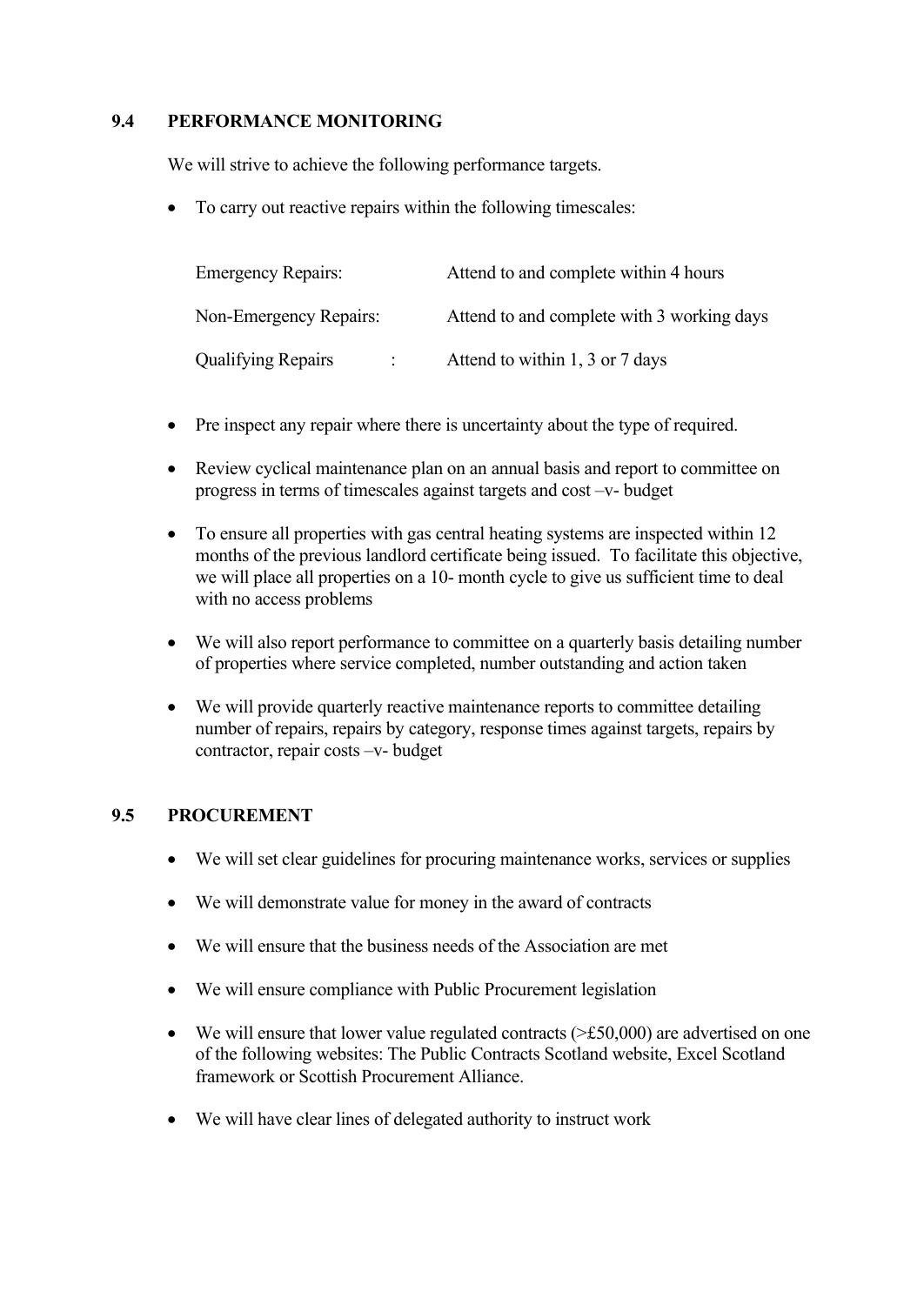## 9.4 PERFORMANCE MONITORING

We will strive to achieve the following performance targets.

- To carry out reactive repairs within the following timescales:

| | |
|---|---|
| Emergency Repairs: | Attend to and complete within 4 hours |
| Non-Emergency Repairs: | Attend to and complete with 3 working days |
| Qualifying Repairs : | Attend to within 1, 3 or 7 days |

- Pre inspect any repair where there is uncertainty about the type of required.
- Review cyclical maintenance plan on an annual basis and report to committee on progress in terms of timescales against targets and cost –v- budget
- To ensure all properties with gas central heating systems are inspected within 12 months of the previous landlord certificate being issued. To facilitate this objective, we will place all properties on a 10- month cycle to give us sufficient time to deal with no access problems
- We will also report performance to committee on a quarterly basis detailing number of properties where service completed, number outstanding and action taken
- We will provide quarterly reactive maintenance reports to committee detailing number of repairs, repairs by category, response times against targets, repairs by contractor, repair costs –v- budget

## 9.5 PROCUREMENT

- We will set clear guidelines for procuring maintenance works, services or supplies
- We will demonstrate value for money in the award of contracts
- We will ensure that the business needs of the Association are met
- We will ensure compliance with Public Procurement legislation
- We will ensure that lower value regulated contracts (>£50,000) are advertised on one of the following websites: The Public Contracts Scotland website, Excel Scotland framework or Scottish Procurement Alliance.
- We will have clear lines of delegated authority to instruct work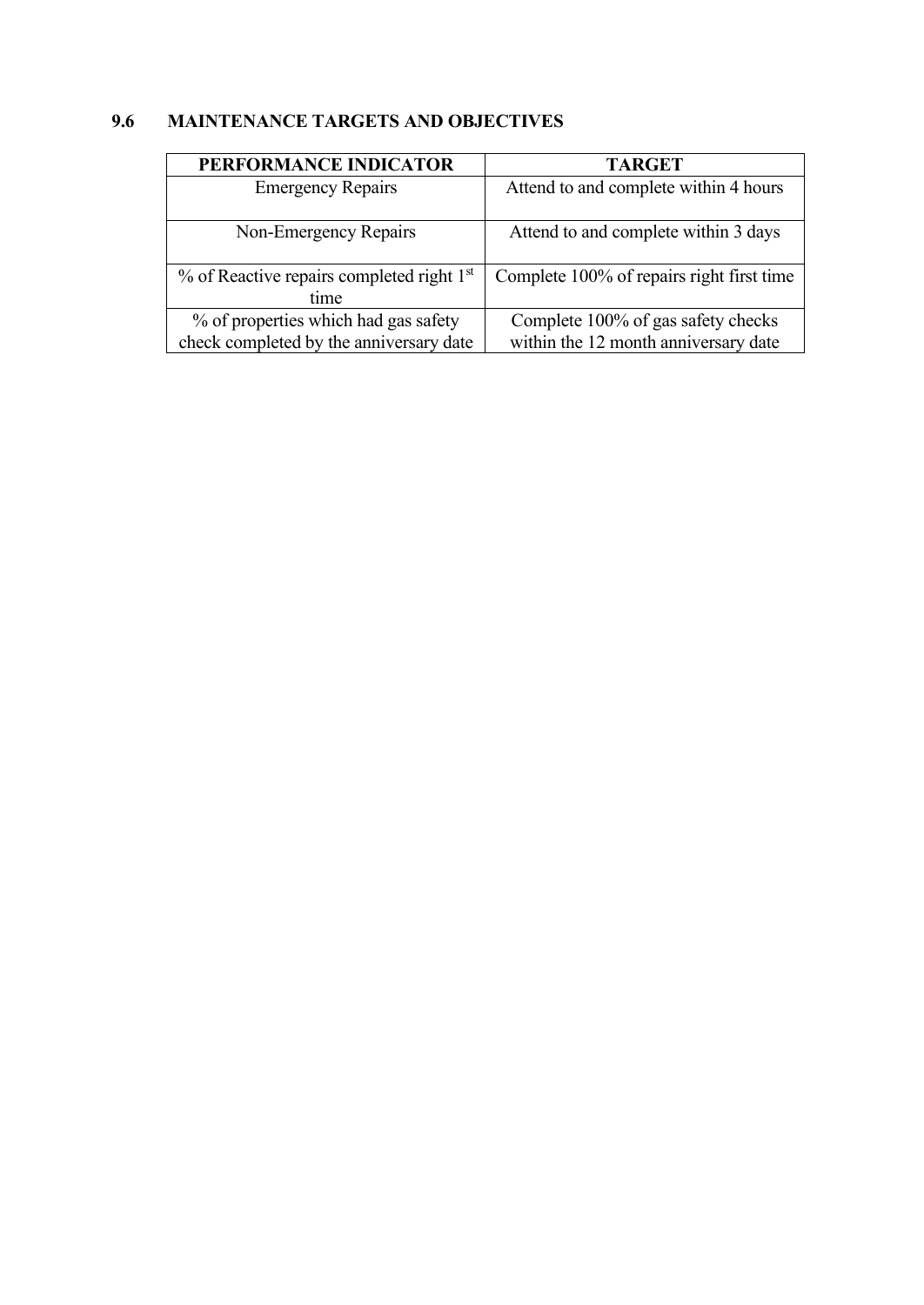## 9.6 MAINTENANCE TARGETS AND OBJECTIVES

| PERFORMANCE INDICATOR | TARGET |
|---|---|
| Emergency Repairs | Attend to and complete within 4 hours |
| Non-Emergency Repairs | Attend to and complete within 3 days |
| % of Reactive repairs completed right 1st time | Complete 100% of repairs right first time |
| % of properties which had gas safety check completed by the anniversary date | Complete 100% of gas safety checks within the 12 month anniversary date |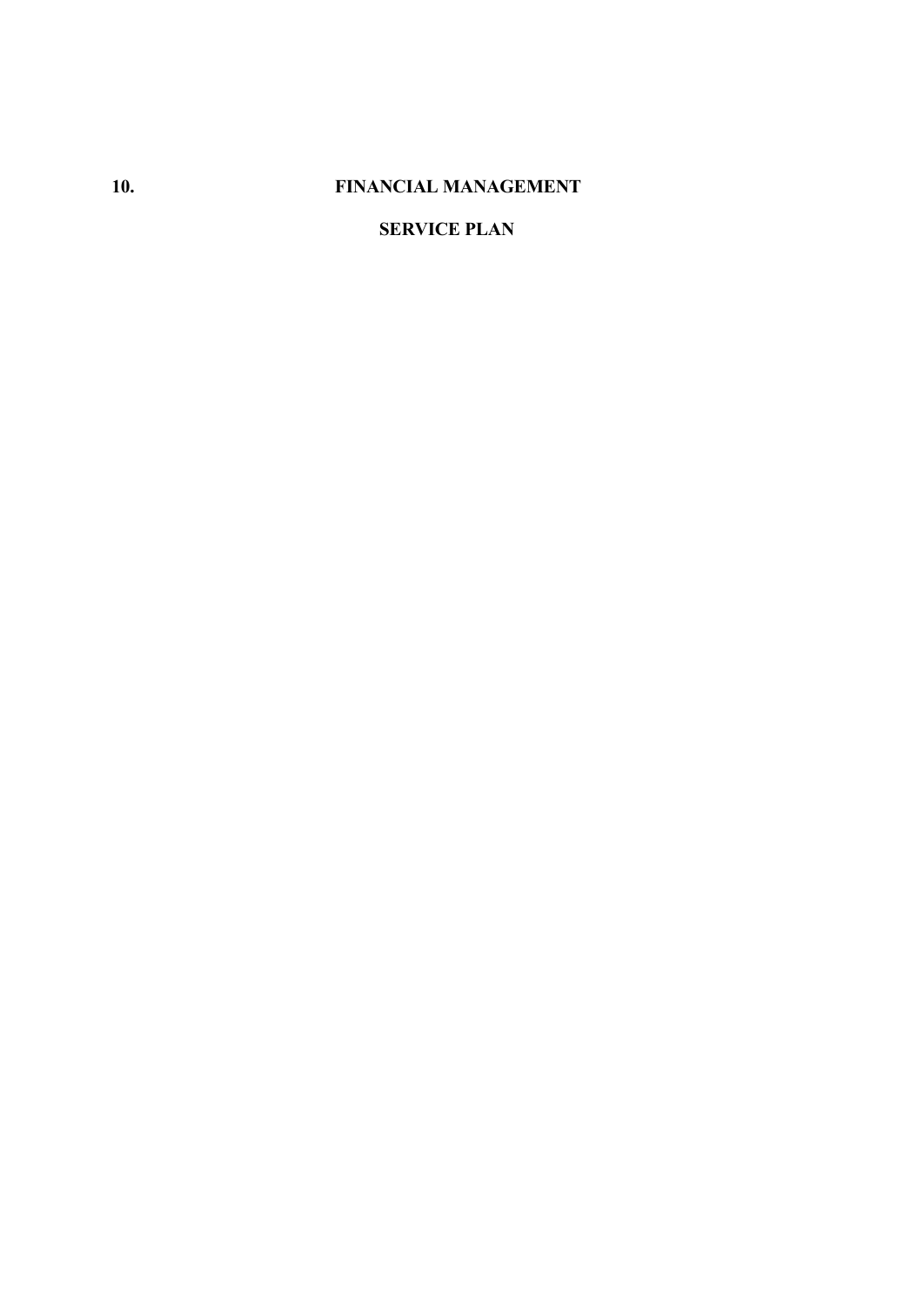# 10. FINANCIAL MANAGEMENT

## SERVICE PLAN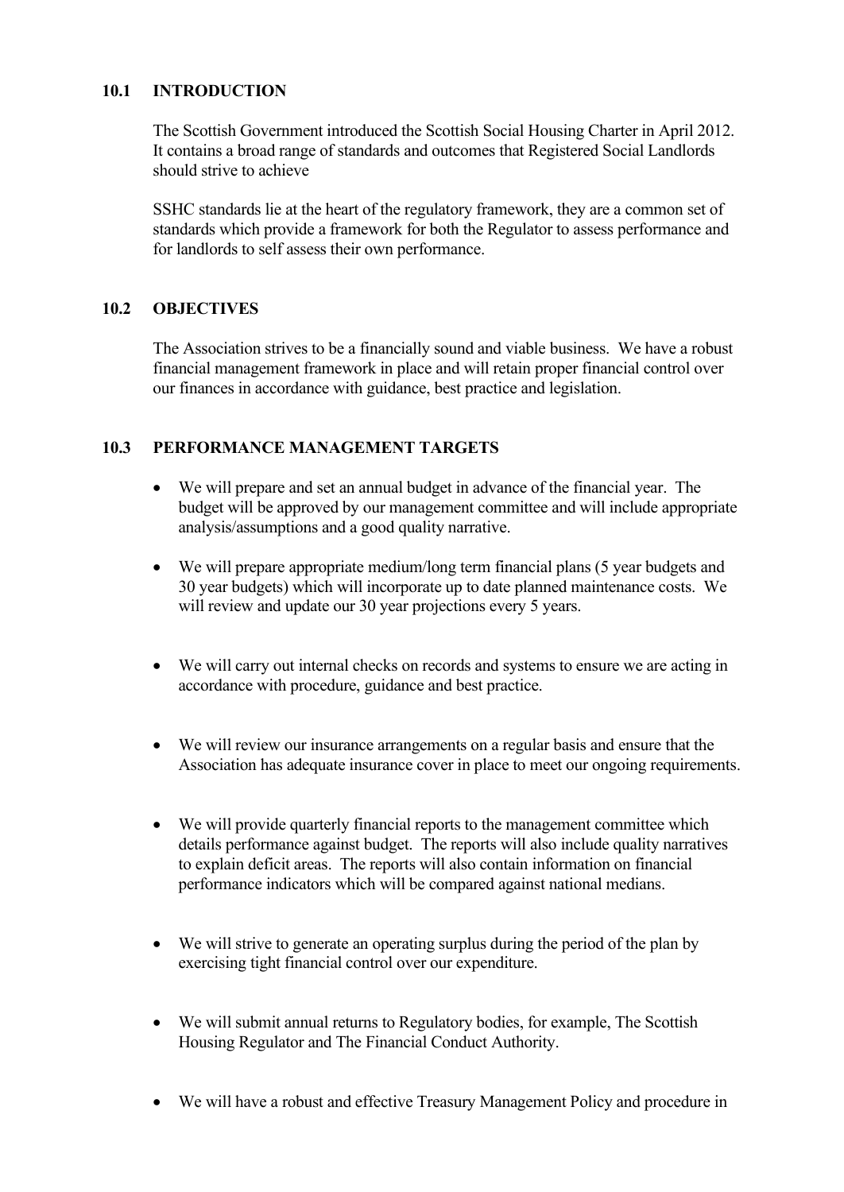## 10.1 INTRODUCTION

The Scottish Government introduced the Scottish Social Housing Charter in April 2012. It contains a broad range of standards and outcomes that Registered Social Landlords should strive to achieve

SSHC standards lie at the heart of the regulatory framework, they are a common set of standards which provide a framework for both the Regulator to assess performance and for landlords to self assess their own performance.

## 10.2 OBJECTIVES

The Association strives to be a financially sound and viable business. We have a robust financial management framework in place and will retain proper financial control over our finances in accordance with guidance, best practice and legislation.

## 10.3 PERFORMANCE MANAGEMENT TARGETS

- We will prepare and set an annual budget in advance of the financial year. The budget will be approved by our management committee and will include appropriate analysis/assumptions and a good quality narrative.
- We will prepare appropriate medium/long term financial plans (5 year budgets and 30 year budgets) which will incorporate up to date planned maintenance costs. We will review and update our 30 year projections every 5 years.
- We will carry out internal checks on records and systems to ensure we are acting in accordance with procedure, guidance and best practice.
- We will review our insurance arrangements on a regular basis and ensure that the Association has adequate insurance cover in place to meet our ongoing requirements.
- We will provide quarterly financial reports to the management committee which details performance against budget. The reports will also include quality narratives to explain deficit areas. The reports will also contain information on financial performance indicators which will be compared against national medians.
- We will strive to generate an operating surplus during the period of the plan by exercising tight financial control over our expenditure.
- We will submit annual returns to Regulatory bodies, for example, The Scottish Housing Regulator and The Financial Conduct Authority.
- We will have a robust and effective Treasury Management Policy and procedure in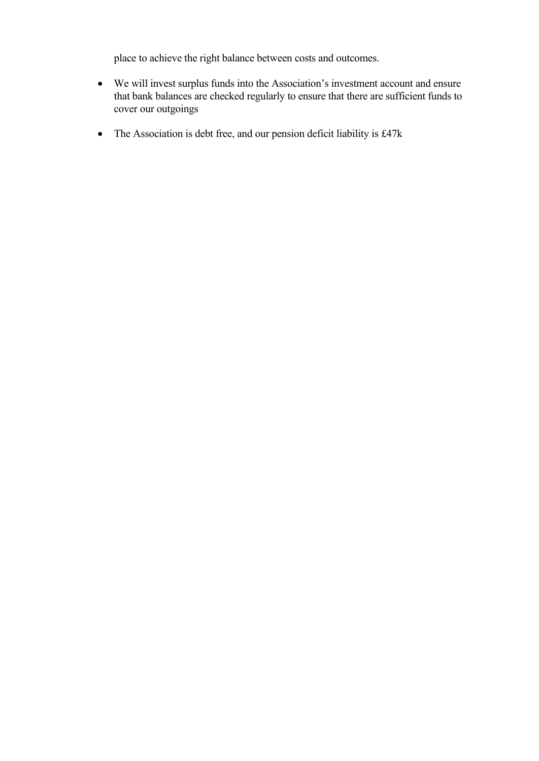place to achieve the right balance between costs and outcomes.

- We will invest surplus funds into the Association's investment account and ensure that bank balances are checked regularly to ensure that there are sufficient funds to cover our outgoings

- The Association is debt free, and our pension deficit liability is £47k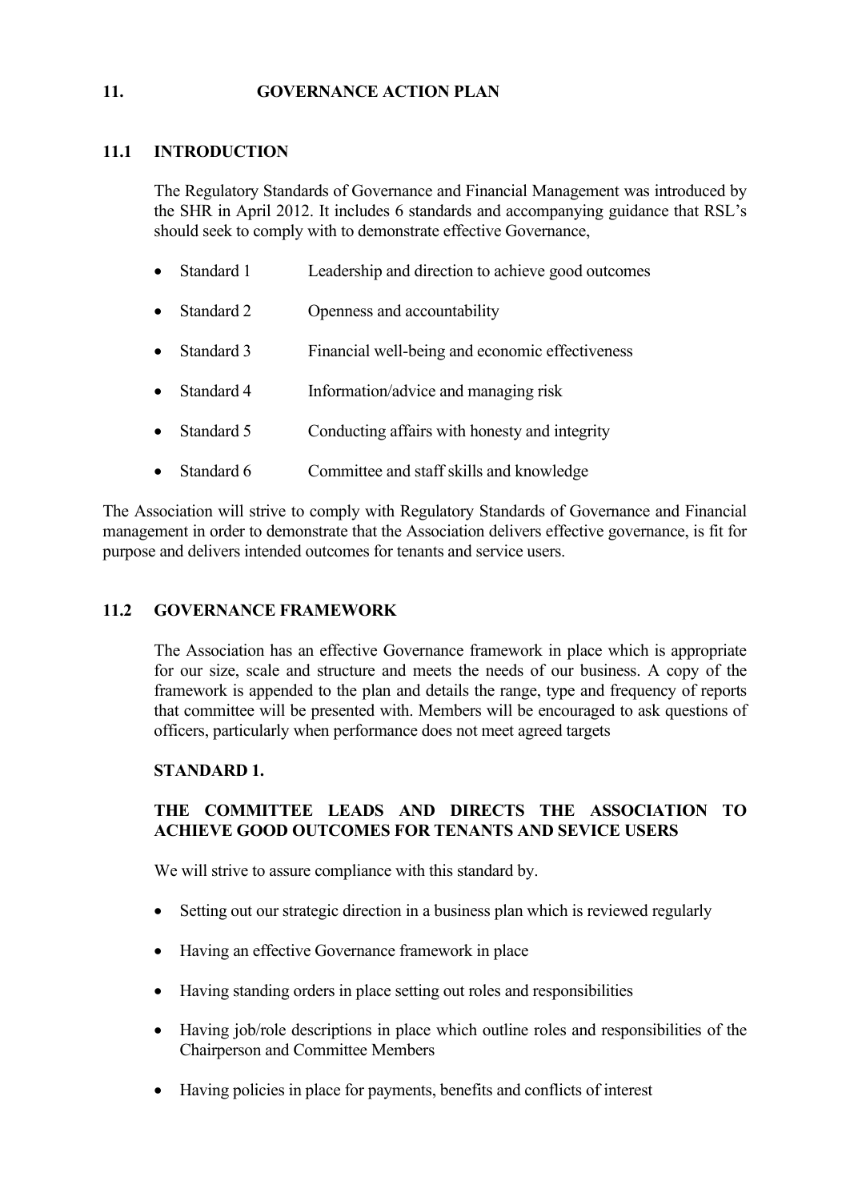## 11. GOVERNANCE ACTION PLAN

### 11.1 INTRODUCTION

The Regulatory Standards of Governance and Financial Management was introduced by the SHR in April 2012. It includes 6 standards and accompanying guidance that RSL's should seek to comply with to demonstrate effective Governance,

- Standard 1 Leadership and direction to achieve good outcomes
- Standard 2 Openness and accountability
- Standard 3 Financial well-being and economic effectiveness
- Standard 4 Information/advice and managing risk
- Standard 5 Conducting affairs with honesty and integrity
- Standard 6 Committee and staff skills and knowledge

The Association will strive to comply with Regulatory Standards of Governance and Financial management in order to demonstrate that the Association delivers effective governance, is fit for purpose and delivers intended outcomes for tenants and service users.

### 11.2 GOVERNANCE FRAMEWORK

The Association has an effective Governance framework in place which is appropriate for our size, scale and structure and meets the needs of our business. A copy of the framework is appended to the plan and details the range, type and frequency of reports that committee will be presented with. Members will be encouraged to ask questions of officers, particularly when performance does not meet agreed targets

**STANDARD 1.**

**THE COMMITTEE LEADS AND DIRECTS THE ASSOCIATION TO ACHIEVE GOOD OUTCOMES FOR TENANTS AND SEVICE USERS**

We will strive to assure compliance with this standard by.

- Setting out our strategic direction in a business plan which is reviewed regularly
- Having an effective Governance framework in place
- Having standing orders in place setting out roles and responsibilities
- Having job/role descriptions in place which outline roles and responsibilities of the Chairperson and Committee Members
- Having policies in place for payments, benefits and conflicts of interest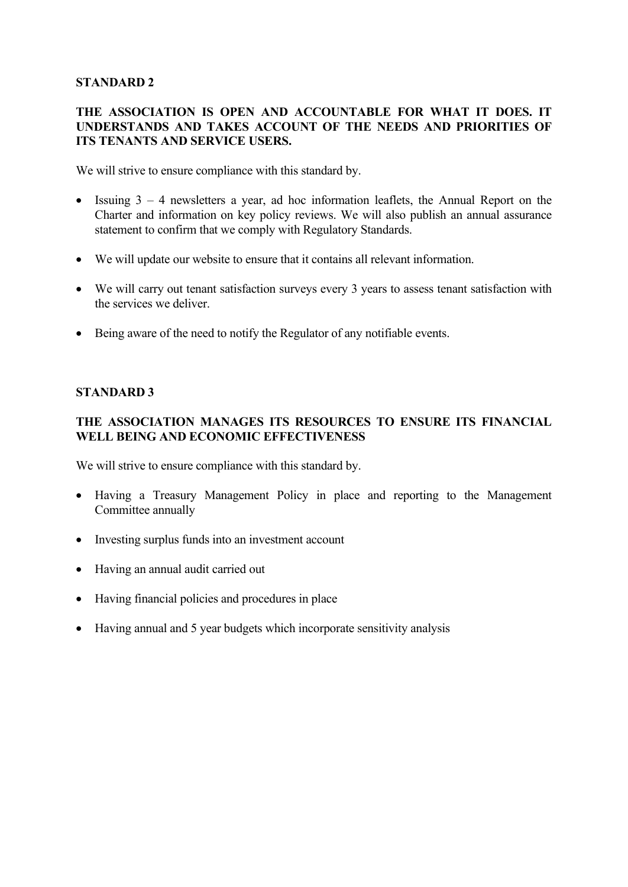## STANDARD 2

**THE ASSOCIATION IS OPEN AND ACCOUNTABLE FOR WHAT IT DOES. IT UNDERSTANDS AND TAKES ACCOUNT OF THE NEEDS AND PRIORITIES OF ITS TENANTS AND SERVICE USERS.**

We will strive to ensure compliance with this standard by.

- Issuing 3 – 4 newsletters a year, ad hoc information leaflets, the Annual Report on the Charter and information on key policy reviews. We will also publish an annual assurance statement to confirm that we comply with Regulatory Standards.
- We will update our website to ensure that it contains all relevant information.
- We will carry out tenant satisfaction surveys every 3 years to assess tenant satisfaction with the services we deliver.
- Being aware of the need to notify the Regulator of any notifiable events.

## STANDARD 3

**THE ASSOCIATION MANAGES ITS RESOURCES TO ENSURE ITS FINANCIAL WELL BEING AND ECONOMIC EFFECTIVENESS**

We will strive to ensure compliance with this standard by.

- Having a Treasury Management Policy in place and reporting to the Management Committee annually
- Investing surplus funds into an investment account
- Having an annual audit carried out
- Having financial policies and procedures in place
- Having annual and 5 year budgets which incorporate sensitivity analysis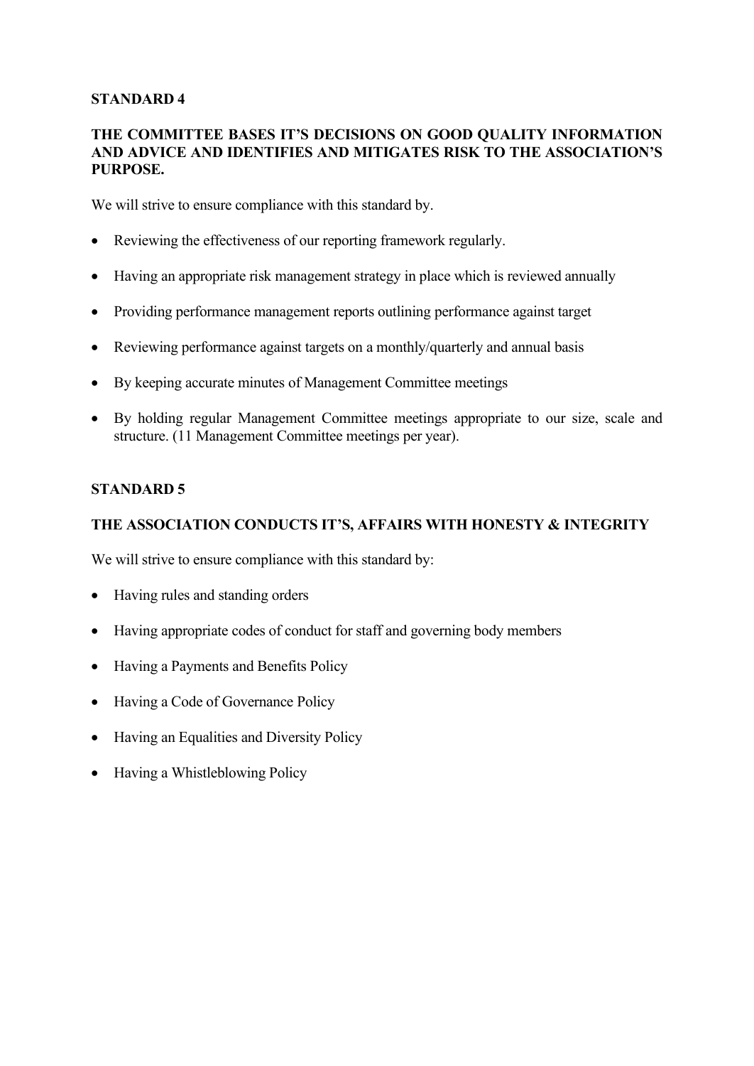## STANDARD 4

**THE COMMITTEE BASES IT'S DECISIONS ON GOOD QUALITY INFORMATION AND ADVICE AND IDENTIFIES AND MITIGATES RISK TO THE ASSOCIATION'S PURPOSE.**

We will strive to ensure compliance with this standard by.

- Reviewing the effectiveness of our reporting framework regularly.
- Having an appropriate risk management strategy in place which is reviewed annually
- Providing performance management reports outlining performance against target
- Reviewing performance against targets on a monthly/quarterly and annual basis
- By keeping accurate minutes of Management Committee meetings
- By holding regular Management Committee meetings appropriate to our size, scale and structure. (11 Management Committee meetings per year).

## STANDARD 5

**THE ASSOCIATION CONDUCTS IT'S, AFFAIRS WITH HONESTY & INTEGRITY**

We will strive to ensure compliance with this standard by:

- Having rules and standing orders
- Having appropriate codes of conduct for staff and governing body members
- Having a Payments and Benefits Policy
- Having a Code of Governance Policy
- Having an Equalities and Diversity Policy
- Having a Whistleblowing Policy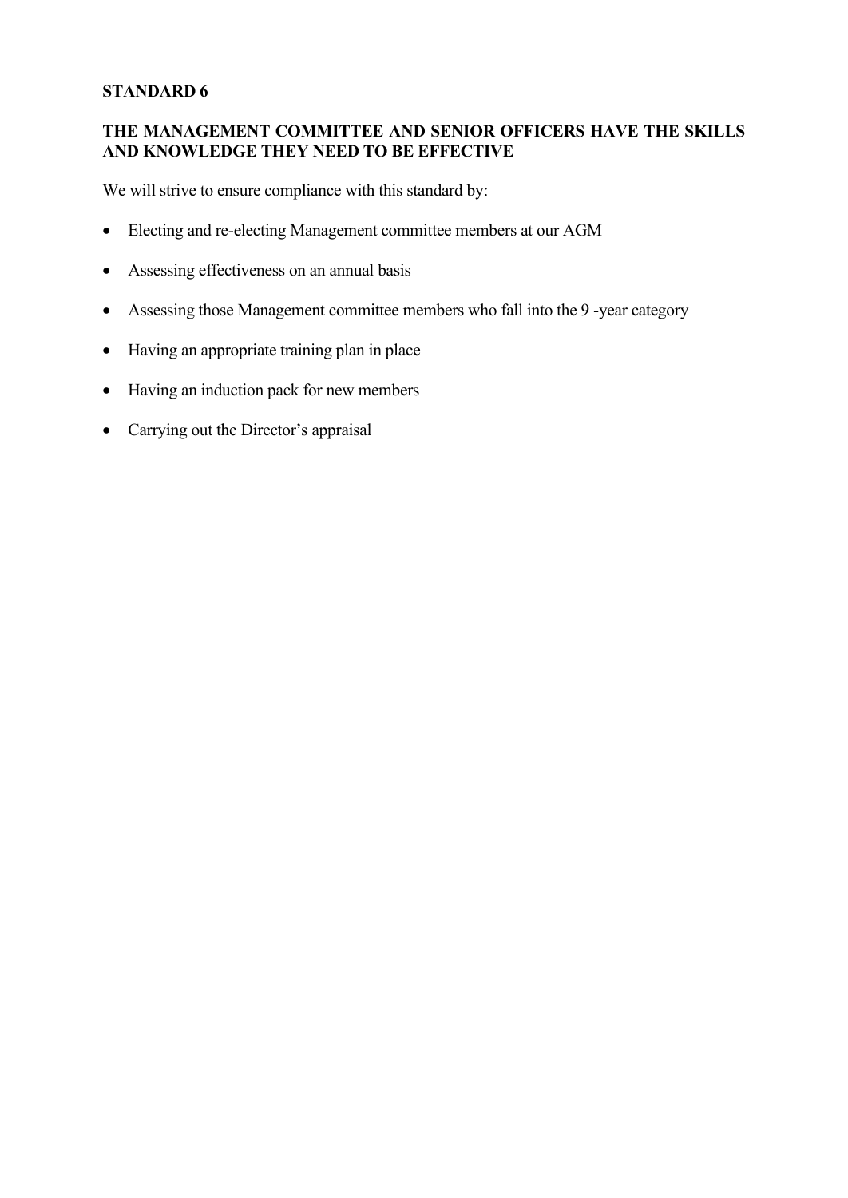## STANDARD 6

### THE MANAGEMENT COMMITTEE AND SENIOR OFFICERS HAVE THE SKILLS AND KNOWLEDGE THEY NEED TO BE EFFECTIVE

We will strive to ensure compliance with this standard by:

- Electing and re-electing Management committee members at our AGM
- Assessing effectiveness on an annual basis
- Assessing those Management committee members who fall into the 9 -year category
- Having an appropriate training plan in place
- Having an induction pack for new members
- Carrying out the Director's appraisal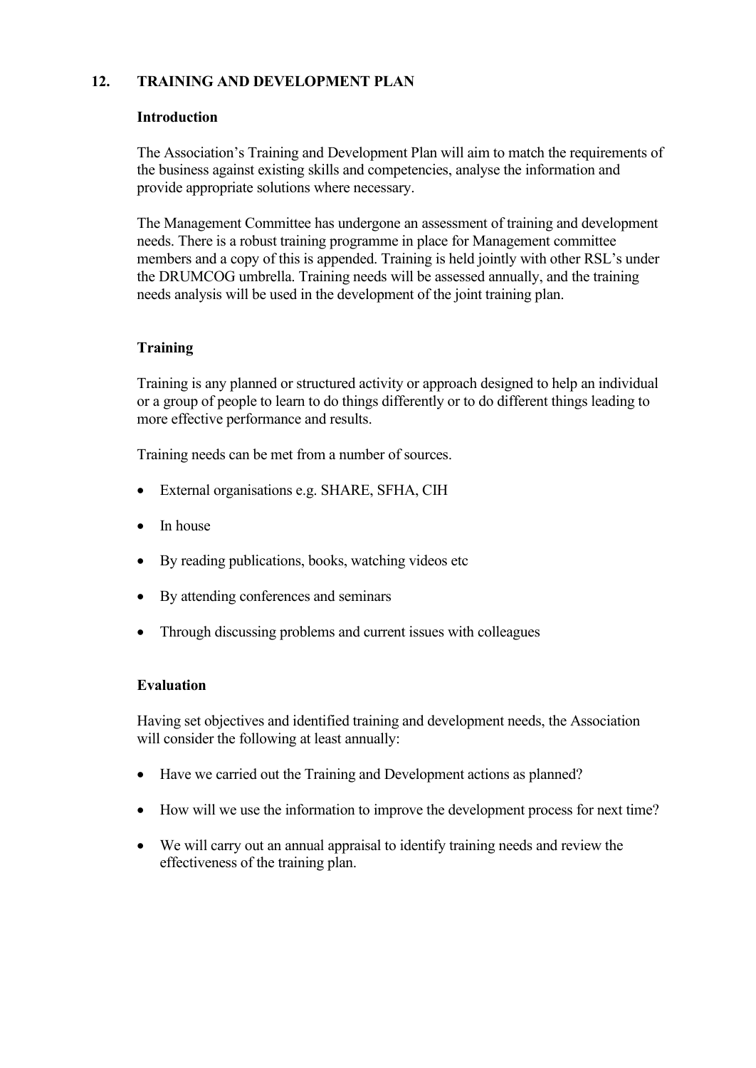## 12. TRAINING AND DEVELOPMENT PLAN

### Introduction

The Association's Training and Development Plan will aim to match the requirements of the business against existing skills and competencies, analyse the information and provide appropriate solutions where necessary.

The Management Committee has undergone an assessment of training and development needs. There is a robust training programme in place for Management committee members and a copy of this is appended. Training is held jointly with other RSL's under the DRUMCOG umbrella. Training needs will be assessed annually, and the training needs analysis will be used in the development of the joint training plan.

### Training

Training is any planned or structured activity or approach designed to help an individual or a group of people to learn to do things differently or to do different things leading to more effective performance and results.

Training needs can be met from a number of sources.

- External organisations e.g. SHARE, SFHA, CIH
- In house
- By reading publications, books, watching videos etc
- By attending conferences and seminars
- Through discussing problems and current issues with colleagues

### Evaluation

Having set objectives and identified training and development needs, the Association will consider the following at least annually:

- Have we carried out the Training and Development actions as planned?
- How will we use the information to improve the development process for next time?
- We will carry out an annual appraisal to identify training needs and review the effectiveness of the training plan.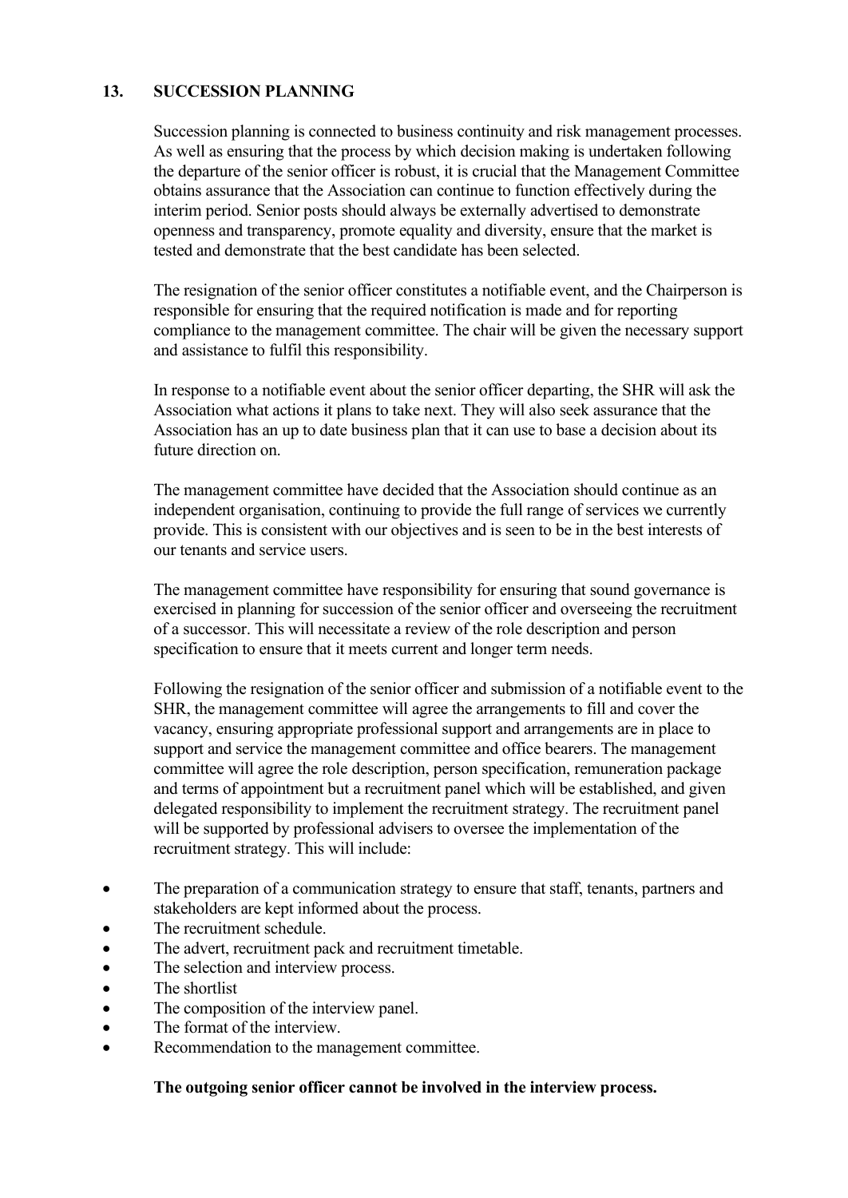## 13. SUCCESSION PLANNING

Succession planning is connected to business continuity and risk management processes. As well as ensuring that the process by which decision making is undertaken following the departure of the senior officer is robust, it is crucial that the Management Committee obtains assurance that the Association can continue to function effectively during the interim period. Senior posts should always be externally advertised to demonstrate openness and transparency, promote equality and diversity, ensure that the market is tested and demonstrate that the best candidate has been selected.

The resignation of the senior officer constitutes a notifiable event, and the Chairperson is responsible for ensuring that the required notification is made and for reporting compliance to the management committee. The chair will be given the necessary support and assistance to fulfil this responsibility.

In response to a notifiable event about the senior officer departing, the SHR will ask the Association what actions it plans to take next. They will also seek assurance that the Association has an up to date business plan that it can use to base a decision about its future direction on.

The management committee have decided that the Association should continue as an independent organisation, continuing to provide the full range of services we currently provide. This is consistent with our objectives and is seen to be in the best interests of our tenants and service users.

The management committee have responsibility for ensuring that sound governance is exercised in planning for succession of the senior officer and overseeing the recruitment of a successor. This will necessitate a review of the role description and person specification to ensure that it meets current and longer term needs.

Following the resignation of the senior officer and submission of a notifiable event to the SHR, the management committee will agree the arrangements to fill and cover the vacancy, ensuring appropriate professional support and arrangements are in place to support and service the management committee and office bearers. The management committee will agree the role description, person specification, remuneration package and terms of appointment but a recruitment panel which will be established, and given delegated responsibility to implement the recruitment strategy. The recruitment panel will be supported by professional advisers to oversee the implementation of the recruitment strategy. This will include:

- The preparation of a communication strategy to ensure that staff, tenants, partners and stakeholders are kept informed about the process.
- The recruitment schedule.
- The advert, recruitment pack and recruitment timetable.
- The selection and interview process.
- The shortlist
- The composition of the interview panel.
- The format of the interview.
- Recommendation to the management committee.

**The outgoing senior officer cannot be involved in the interview process.**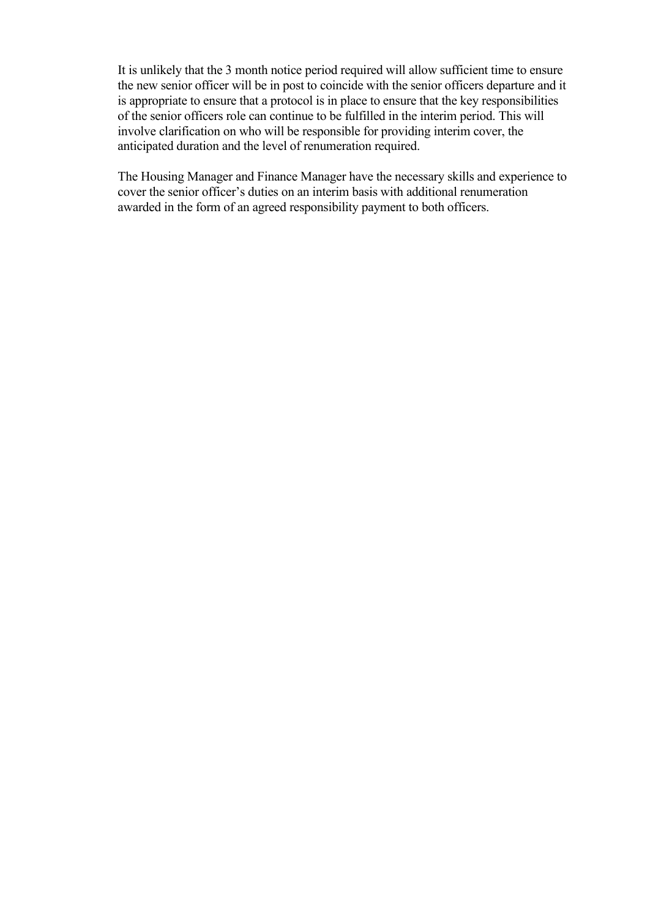It is unlikely that the 3 month notice period required will allow sufficient time to ensure the new senior officer will be in post to coincide with the senior officers departure and it is appropriate to ensure that a protocol is in place to ensure that the key responsibilities of the senior officers role can continue to be fulfilled in the interim period. This will involve clarification on who will be responsible for providing interim cover, the anticipated duration and the level of renumeration required.

The Housing Manager and Finance Manager have the necessary skills and experience to cover the senior officer's duties on an interim basis with additional renumeration awarded in the form of an agreed responsibility payment to both officers.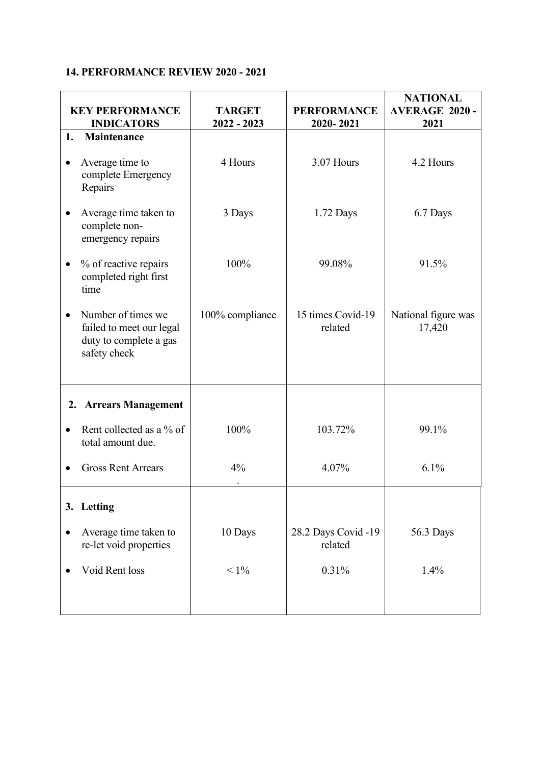**14. PERFORMANCE REVIEW 2020 - 2021**

| KEY PERFORMANCE INDICATORS | TARGET 2022 - 2023 | PERFORMANCE 2020- 2021 | NATIONAL AVERAGE 2020 - 2021 |
|---|---|---|---|
| **1. Maintenance** | | | |
| • Average time to complete Emergency Repairs | 4 Hours | 3.07 Hours | 4.2 Hours |
| • Average time taken to complete non-emergency repairs | 3 Days | 1.72 Days | 6.7 Days |
| • % of reactive repairs completed right first time | 100% | 99.08% | 91.5% |
| • Number of times we failed to meet our legal duty to complete a gas safety check | 100% compliance | 15 times Covid-19 related | National figure was 17,420 |
| **2. Arrears Management** | | | |
| • Rent collected as a % of total amount due. | 100% | 103.72% | 99.1% |
| • Gross Rent Arrears | 4% . | 4.07% | 6.1% |
| **3. Letting** | | | |
| • Average time taken to re-let void properties | 10 Days | 28.2 Days Covid -19 related | 56.3 Days |
| • Void Rent loss | < 1% | 0.31% | 1.4% |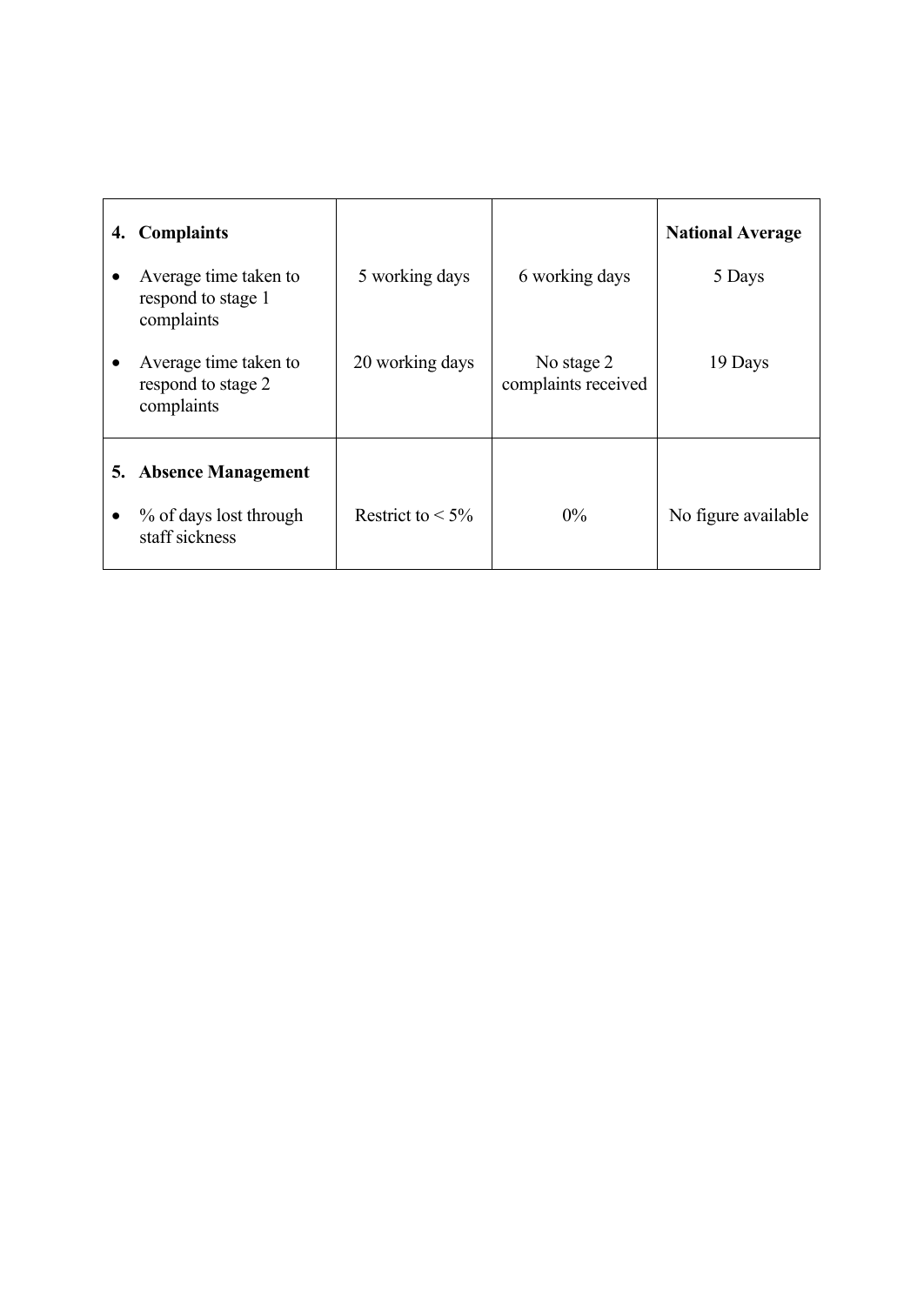| **4. Complaints** | | | **National Average** |
|---|---|---|---|
| • Average time taken to respond to stage 1 complaints | 5 working days | 6 working days | 5 Days |
| • Average time taken to respond to stage 2 complaints | 20 working days | No stage 2 complaints received | 19 Days |
| **5. Absence Management** | | | |
| • % of days lost through staff sickness | Restrict to < 5% | 0% | No figure available |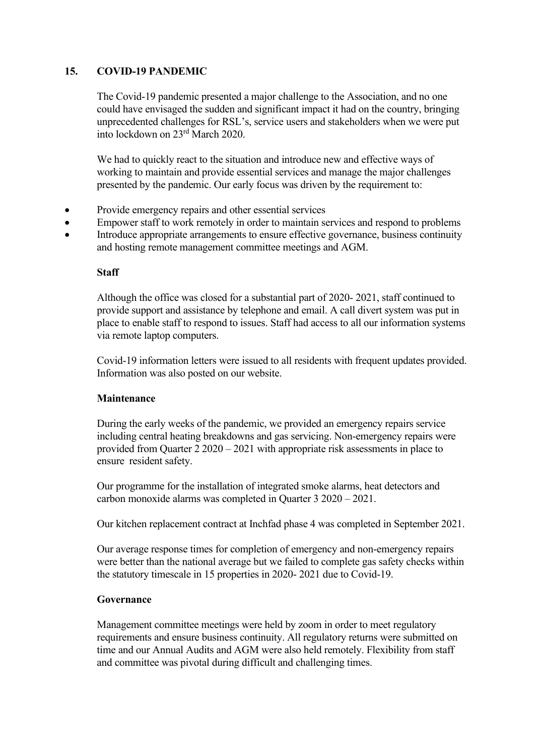## 15. COVID-19 PANDEMIC

The Covid-19 pandemic presented a major challenge to the Association, and no one could have envisaged the sudden and significant impact it had on the country, bringing unprecedented challenges for RSL's, service users and stakeholders when we were put into lockdown on 23rd March 2020.

We had to quickly react to the situation and introduce new and effective ways of working to maintain and provide essential services and manage the major challenges presented by the pandemic. Our early focus was driven by the requirement to:

- Provide emergency repairs and other essential services
- Empower staff to work remotely in order to maintain services and respond to problems
- Introduce appropriate arrangements to ensure effective governance, business continuity and hosting remote management committee meetings and AGM.

### Staff

Although the office was closed for a substantial part of 2020- 2021, staff continued to provide support and assistance by telephone and email. A call divert system was put in place to enable staff to respond to issues. Staff had access to all our information systems via remote laptop computers.

Covid-19 information letters were issued to all residents with frequent updates provided. Information was also posted on our website.

### Maintenance

During the early weeks of the pandemic, we provided an emergency repairs service including central heating breakdowns and gas servicing. Non-emergency repairs were provided from Quarter 2 2020 – 2021 with appropriate risk assessments in place to ensure resident safety.

Our programme for the installation of integrated smoke alarms, heat detectors and carbon monoxide alarms was completed in Quarter 3 2020 – 2021.

Our kitchen replacement contract at Inchfad phase 4 was completed in September 2021.

Our average response times for completion of emergency and non-emergency repairs were better than the national average but we failed to complete gas safety checks within the statutory timescale in 15 properties in 2020- 2021 due to Covid-19.

### Governance

Management committee meetings were held by zoom in order to meet regulatory requirements and ensure business continuity. All regulatory returns were submitted on time and our Annual Audits and AGM were also held remotely. Flexibility from staff and committee was pivotal during difficult and challenging times.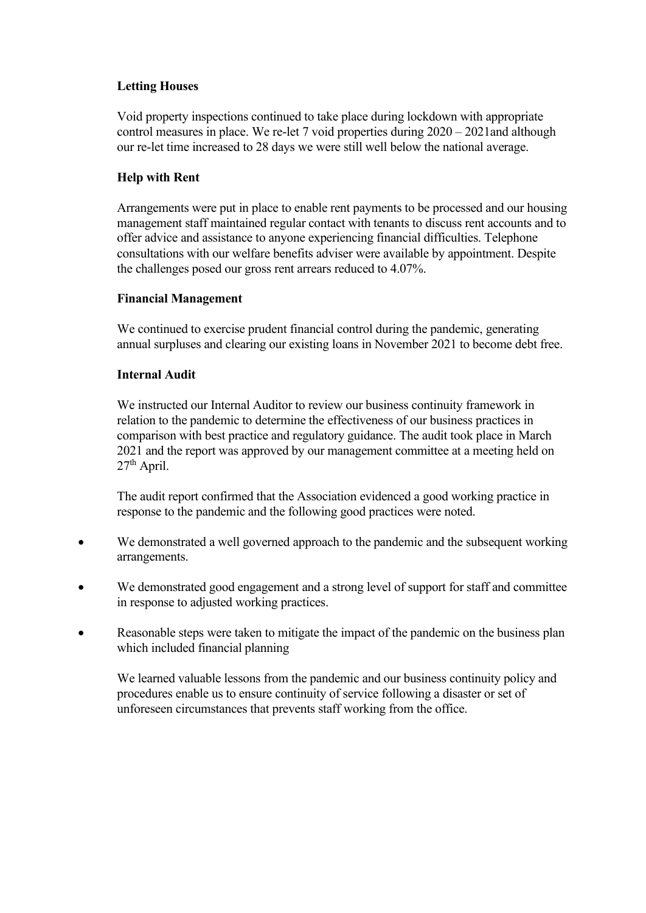**Letting Houses**

Void property inspections continued to take place during lockdown with appropriate control measures in place. We re-let 7 void properties during 2020 – 2021and although our re-let time increased to 28 days we were still well below the national average.

**Help with Rent**

Arrangements were put in place to enable rent payments to be processed and our housing management staff maintained regular contact with tenants to discuss rent accounts and to offer advice and assistance to anyone experiencing financial difficulties. Telephone consultations with our welfare benefits adviser were available by appointment. Despite the challenges posed our gross rent arrears reduced to 4.07%.

**Financial Management**

We continued to exercise prudent financial control during the pandemic, generating annual surpluses and clearing our existing loans in November 2021 to become debt free.

**Internal Audit**

We instructed our Internal Auditor to review our business continuity framework in relation to the pandemic to determine the effectiveness of our business practices in comparison with best practice and regulatory guidance. The audit took place in March 2021 and the report was approved by our management committee at a meeting held on 27th April.

The audit report confirmed that the Association evidenced a good working practice in response to the pandemic and the following good practices were noted.

- We demonstrated a well governed approach to the pandemic and the subsequent working arrangements.
- We demonstrated good engagement and a strong level of support for staff and committee in response to adjusted working practices.
- Reasonable steps were taken to mitigate the impact of the pandemic on the business plan which included financial planning

We learned valuable lessons from the pandemic and our business continuity policy and procedures enable us to ensure continuity of service following a disaster or set of unforeseen circumstances that prevents staff working from the office.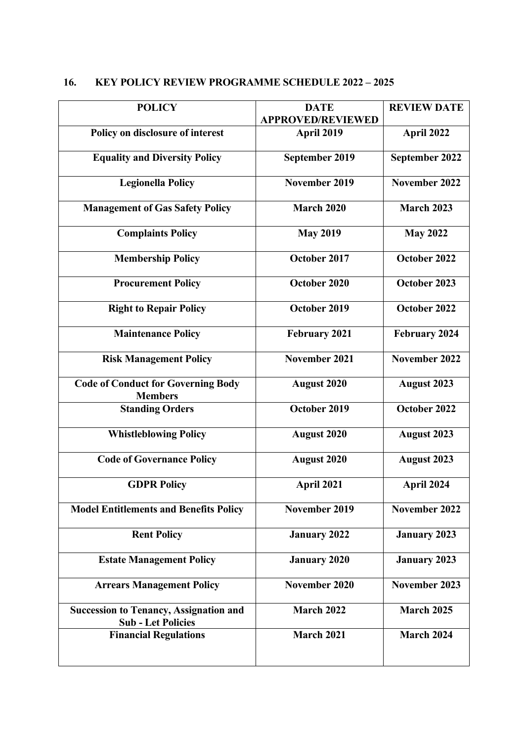## 16. KEY POLICY REVIEW PROGRAMME SCHEDULE 2022 – 2025

| POLICY | DATE APPROVED/REVIEWED | REVIEW DATE |
|---|---|---|
| Policy on disclosure of interest | April 2019 | April 2022 |
| Equality and Diversity Policy | September 2019 | September 2022 |
| Legionella Policy | November 2019 | November 2022 |
| Management of Gas Safety Policy | March 2020 | March 2023 |
| Complaints Policy | May 2019 | May 2022 |
| Membership Policy | October 2017 | October 2022 |
| Procurement Policy | October 2020 | October 2023 |
| Right to Repair Policy | October 2019 | October 2022 |
| Maintenance Policy | February 2021 | February 2024 |
| Risk Management Policy | November 2021 | November 2022 |
| Code of Conduct for Governing Body Members | August 2020 | August 2023 |
| Standing Orders | October 2019 | October 2022 |
| Whistleblowing Policy | August 2020 | August 2023 |
| Code of Governance Policy | August 2020 | August 2023 |
| GDPR Policy | April 2021 | April 2024 |
| Model Entitlements and Benefits Policy | November 2019 | November 2022 |
| Rent Policy | January 2022 | January 2023 |
| Estate Management Policy | January 2020 | January 2023 |
| Arrears Management Policy | November 2020 | November 2023 |
| Succession to Tenancy, Assignation and Sub - Let Policies | March 2022 | March 2025 |
| Financial Regulations | March 2021 | March 2024 |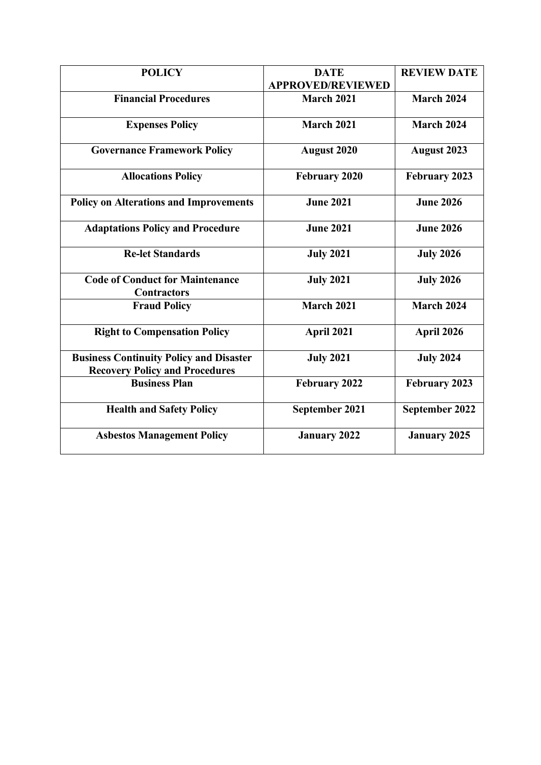| POLICY | DATE APPROVED/REVIEWED | REVIEW DATE |
|---|---|---|
| **Financial Procedures** | **March 2021** | **March 2024** |
| **Expenses Policy** | **March 2021** | **March 2024** |
| **Governance Framework Policy** | **August 2020** | **August 2023** |
| **Allocations Policy** | **February 2020** | **February 2023** |
| **Policy on Alterations and Improvements** | **June 2021** | **June 2026** |
| **Adaptations Policy and Procedure** | **June 2021** | **June 2026** |
| **Re-let Standards** | **July 2021** | **July 2026** |
| **Code of Conduct for Maintenance Contractors** | **July 2021** | **July 2026** |
| **Fraud Policy** | **March 2021** | **March 2024** |
| **Right to Compensation Policy** | **April 2021** | **April 2026** |
| **Business Continuity Policy and Disaster Recovery Policy and Procedures** | **July 2021** | **July 2024** |
| **Business Plan** | **February 2022** | **February 2023** |
| **Health and Safety Policy** | **September 2021** | **September 2022** |
| **Asbestos Management Policy** | **January 2022** | **January 2025** |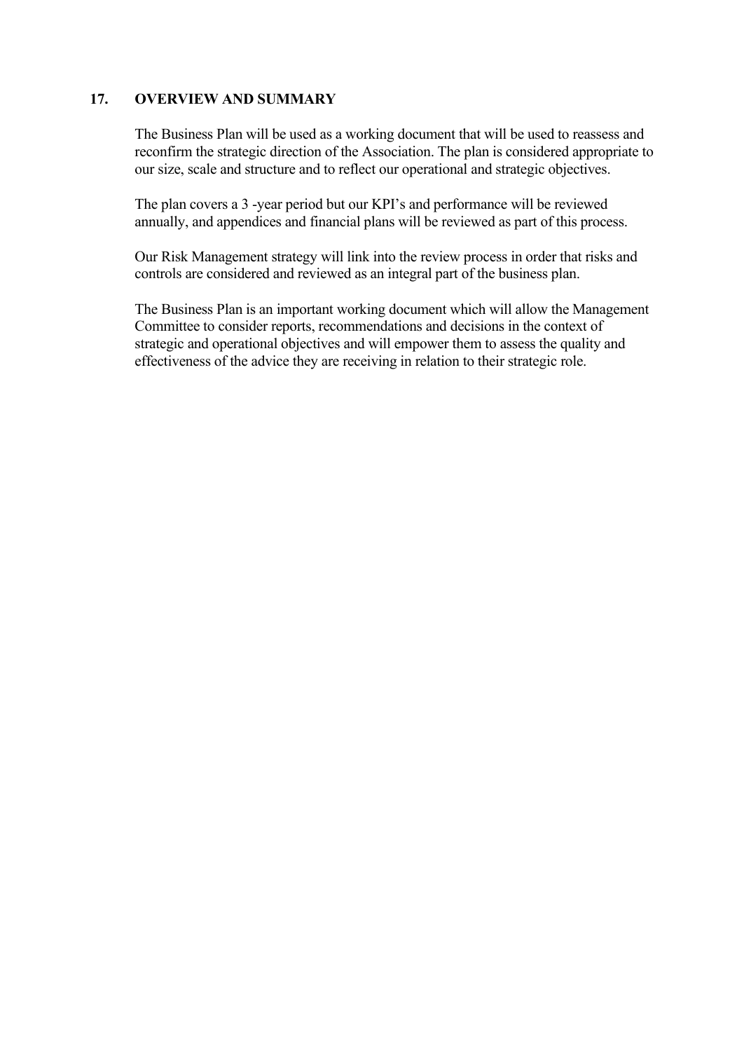## 17. OVERVIEW AND SUMMARY

The Business Plan will be used as a working document that will be used to reassess and reconfirm the strategic direction of the Association. The plan is considered appropriate to our size, scale and structure and to reflect our operational and strategic objectives.

The plan covers a 3 -year period but our KPI's and performance will be reviewed annually, and appendices and financial plans will be reviewed as part of this process.

Our Risk Management strategy will link into the review process in order that risks and controls are considered and reviewed as an integral part of the business plan.

The Business Plan is an important working document which will allow the Management Committee to consider reports, recommendations and decisions in the context of strategic and operational objectives and will empower them to assess the quality and effectiveness of the advice they are receiving in relation to their strategic role.